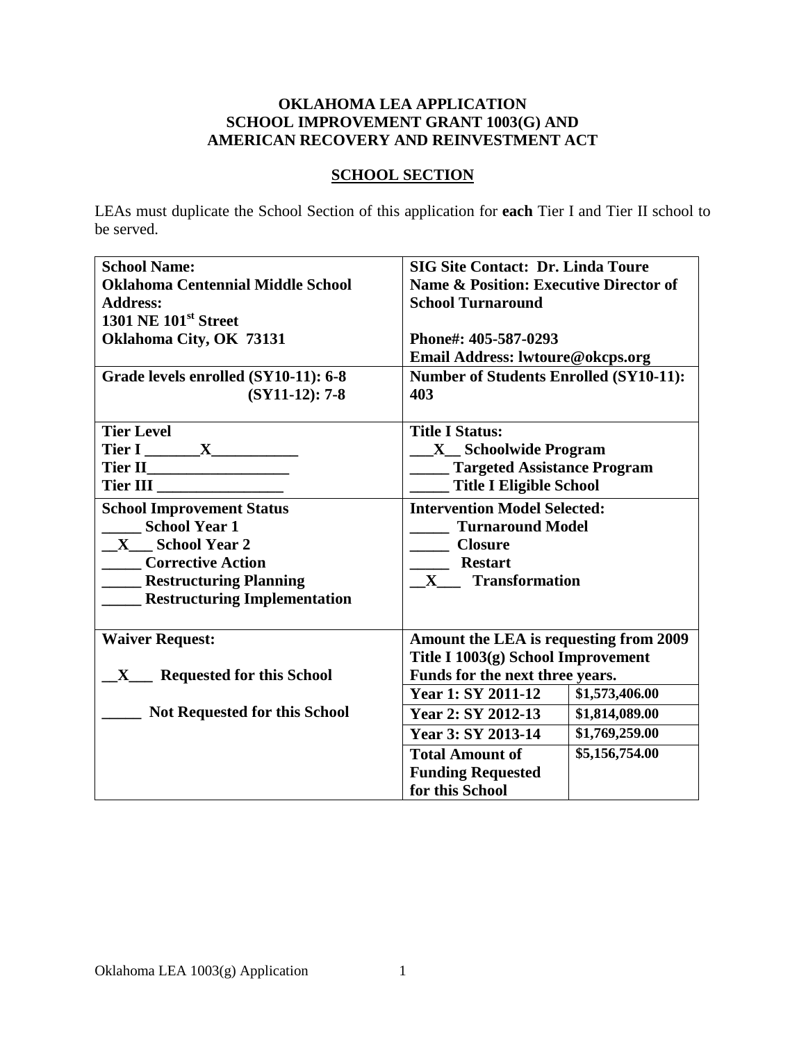**OKLAHOMA LEA APPLICATION**
**SCHOOL IMPROVEMENT GRANT 1003(G) AND**
**AMERICAN RECOVERY AND REINVESTMENT ACT**

## SCHOOL SECTION

LEAs must duplicate the School Section of this application for **each** Tier I and Tier II school to be served.

| | | |
|---|---|---|
| **School Name:** **Oklahoma Centennial Middle School** **Address:** **1301 NE 101st Street** **Oklahoma City, OK 73131** | **SIG Site Contact: Dr. Linda Toure** **Name & Position: Executive Director of School Turnaround** **Phone#: 405-587-0293** **Email Address: lwtoure@okcps.org** | |
| **Grade levels enrolled (SY10-11): 6-8** **(SY11-12): 7-8** | **Number of Students Enrolled (SY10-11): 403** | |
| **Tier Level** **Tier I \_\_\_\_\_\_\_X\_\_\_\_\_\_\_\_\_\_\_** **Tier II\_\_\_\_\_\_\_\_\_\_\_\_\_\_\_\_\_\_** **Tier III \_\_\_\_\_\_\_\_\_\_\_\_\_\_\_\_** | **Title I Status:** **\_\_\_X\_\_ Schoolwide Program** **\_\_\_\_\_ Targeted Assistance Program** **\_\_\_\_\_ Title I Eligible School** | |
| **School Improvement Status** **\_\_\_\_\_ School Year 1** **\_\_X\_\_\_ School Year 2** **\_\_\_\_\_ Corrective Action** **\_\_\_\_\_ Restructuring Planning** **\_\_\_\_\_ Restructuring Implementation** | **Intervention Model Selected:** **\_\_\_\_\_ Turnaround Model** **\_\_\_\_\_ Closure** **\_\_\_\_\_ Restart** **\_\_X\_\_\_ Transformation** | |
| **Waiver Request:** **\_\_X\_\_\_ Requested for this School** **\_\_\_\_\_ Not Requested for this School** | **Amount the LEA is requesting from 2009 Title I 1003(g) School Improvement Funds for the next three years.** | |
| | **Year 1: SY 2011-12** | **$1,573,406.00** |
| | **Year 2: SY 2012-13** | **$1,814,089.00** |
| | **Year 3: SY 2013-14** | **$1,769,259.00** |
| | **Total Amount of Funding Requested for this School** | **$5,156,754.00** |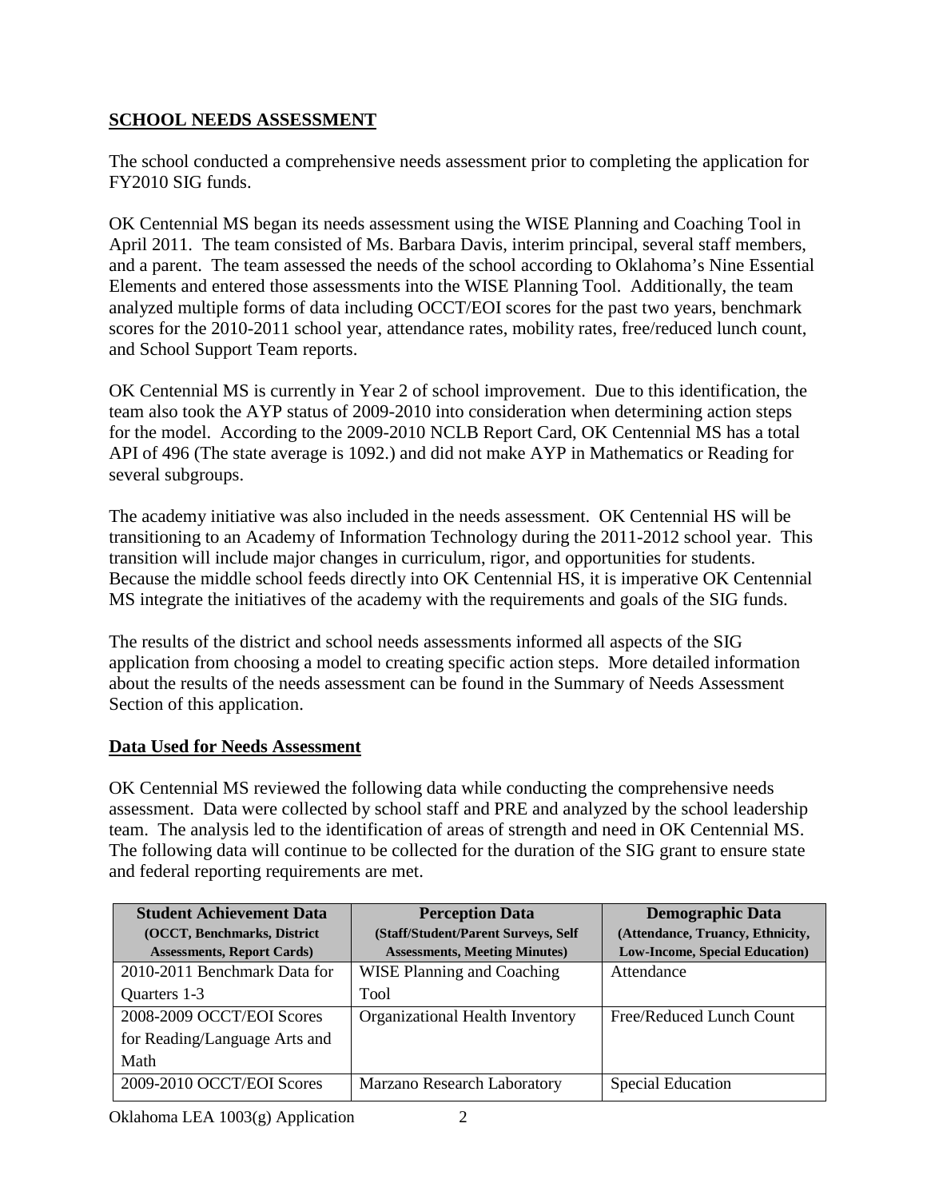## SCHOOL NEEDS ASSESSMENT

The school conducted a comprehensive needs assessment prior to completing the application for FY2010 SIG funds.

OK Centennial MS began its needs assessment using the WISE Planning and Coaching Tool in April 2011. The team consisted of Ms. Barbara Davis, interim principal, several staff members, and a parent. The team assessed the needs of the school according to Oklahoma's Nine Essential Elements and entered those assessments into the WISE Planning Tool. Additionally, the team analyzed multiple forms of data including OCCT/EOI scores for the past two years, benchmark scores for the 2010-2011 school year, attendance rates, mobility rates, free/reduced lunch count, and School Support Team reports.

OK Centennial MS is currently in Year 2 of school improvement. Due to this identification, the team also took the AYP status of 2009-2010 into consideration when determining action steps for the model. According to the 2009-2010 NCLB Report Card, OK Centennial MS has a total API of 496 (The state average is 1092.) and did not make AYP in Mathematics or Reading for several subgroups.

The academy initiative was also included in the needs assessment. OK Centennial HS will be transitioning to an Academy of Information Technology during the 2011-2012 school year. This transition will include major changes in curriculum, rigor, and opportunities for students. Because the middle school feeds directly into OK Centennial HS, it is imperative OK Centennial MS integrate the initiatives of the academy with the requirements and goals of the SIG funds.

The results of the district and school needs assessments informed all aspects of the SIG application from choosing a model to creating specific action steps. More detailed information about the results of the needs assessment can be found in the Summary of Needs Assessment Section of this application.

## Data Used for Needs Assessment

OK Centennial MS reviewed the following data while conducting the comprehensive needs assessment. Data were collected by school staff and PRE and analyzed by the school leadership team. The analysis led to the identification of areas of strength and need in OK Centennial MS. The following data will continue to be collected for the duration of the SIG grant to ensure state and federal reporting requirements are met.

| **Student Achievement Data** (OCCT, Benchmarks, District Assessments, Report Cards) | **Perception Data** (Staff/Student/Parent Surveys, Self Assessments, Meeting Minutes) | **Demographic Data** (Attendance, Truancy, Ethnicity, Low-Income, Special Education) |
|---|---|---|
| 2010-2011 Benchmark Data for Quarters 1-3 | WISE Planning and Coaching Tool | Attendance |
| 2008-2009 OCCT/EOI Scores for Reading/Language Arts and Math | Organizational Health Inventory | Free/Reduced Lunch Count |
| 2009-2010 OCCT/EOI Scores | Marzano Research Laboratory | Special Education |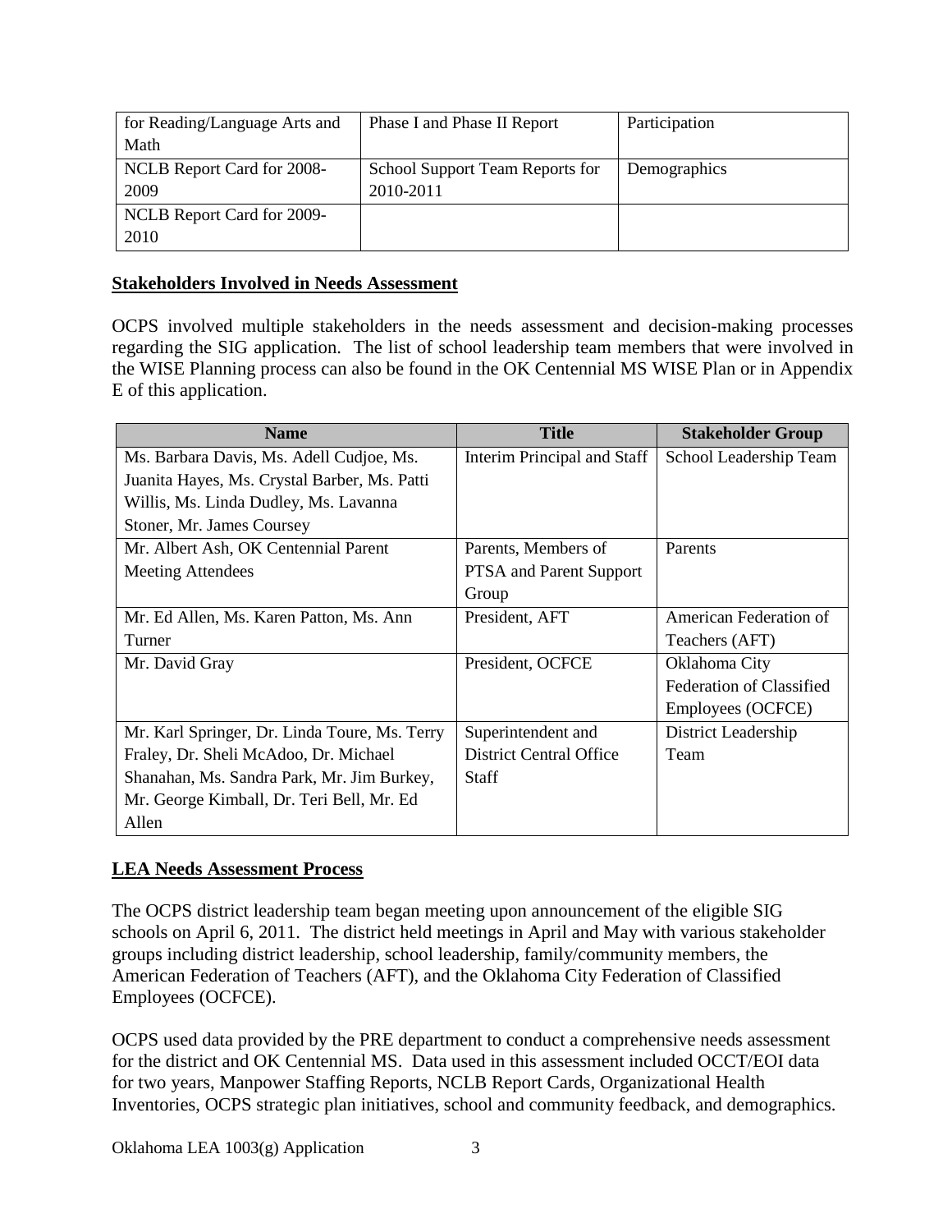| for Reading/Language Arts and Math | Phase I and Phase II Report | Participation |
|---|---|---|
| NCLB Report Card for 2008-2009 | School Support Team Reports for 2010-2011 | Demographics |
| NCLB Report Card for 2009-2010 | | |

**Stakeholders Involved in Needs Assessment**

OCPS involved multiple stakeholders in the needs assessment and decision-making processes regarding the SIG application. The list of school leadership team members that were involved in the WISE Planning process can also be found in the OK Centennial MS WISE Plan or in Appendix E of this application.

| Name | Title | Stakeholder Group |
|---|---|---|
| Ms. Barbara Davis, Ms. Adell Cudjoe, Ms. Juanita Hayes, Ms. Crystal Barber, Ms. Patti Willis, Ms. Linda Dudley, Ms. Lavanna Stoner, Mr. James Coursey | Interim Principal and Staff | School Leadership Team |
| Mr. Albert Ash, OK Centennial Parent Meeting Attendees | Parents, Members of PTSA and Parent Support Group | Parents |
| Mr. Ed Allen, Ms. Karen Patton, Ms. Ann Turner | President, AFT | American Federation of Teachers (AFT) |
| Mr. David Gray | President, OCFCE | Oklahoma City Federation of Classified Employees (OCFCE) |
| Mr. Karl Springer, Dr. Linda Toure, Ms. Terry Fraley, Dr. Sheli McAdoo, Dr. Michael Shanahan, Ms. Sandra Park, Mr. Jim Burkey, Mr. George Kimball, Dr. Teri Bell, Mr. Ed Allen | Superintendent and District Central Office Staff | District Leadership Team |

**LEA Needs Assessment Process**

The OCPS district leadership team began meeting upon announcement of the eligible SIG schools on April 6, 2011. The district held meetings in April and May with various stakeholder groups including district leadership, school leadership, family/community members, the American Federation of Teachers (AFT), and the Oklahoma City Federation of Classified Employees (OCFCE).

OCPS used data provided by the PRE department to conduct a comprehensive needs assessment for the district and OK Centennial MS. Data used in this assessment included OCCT/EOI data for two years, Manpower Staffing Reports, NCLB Report Cards, Organizational Health Inventories, OCPS strategic plan initiatives, school and community feedback, and demographics.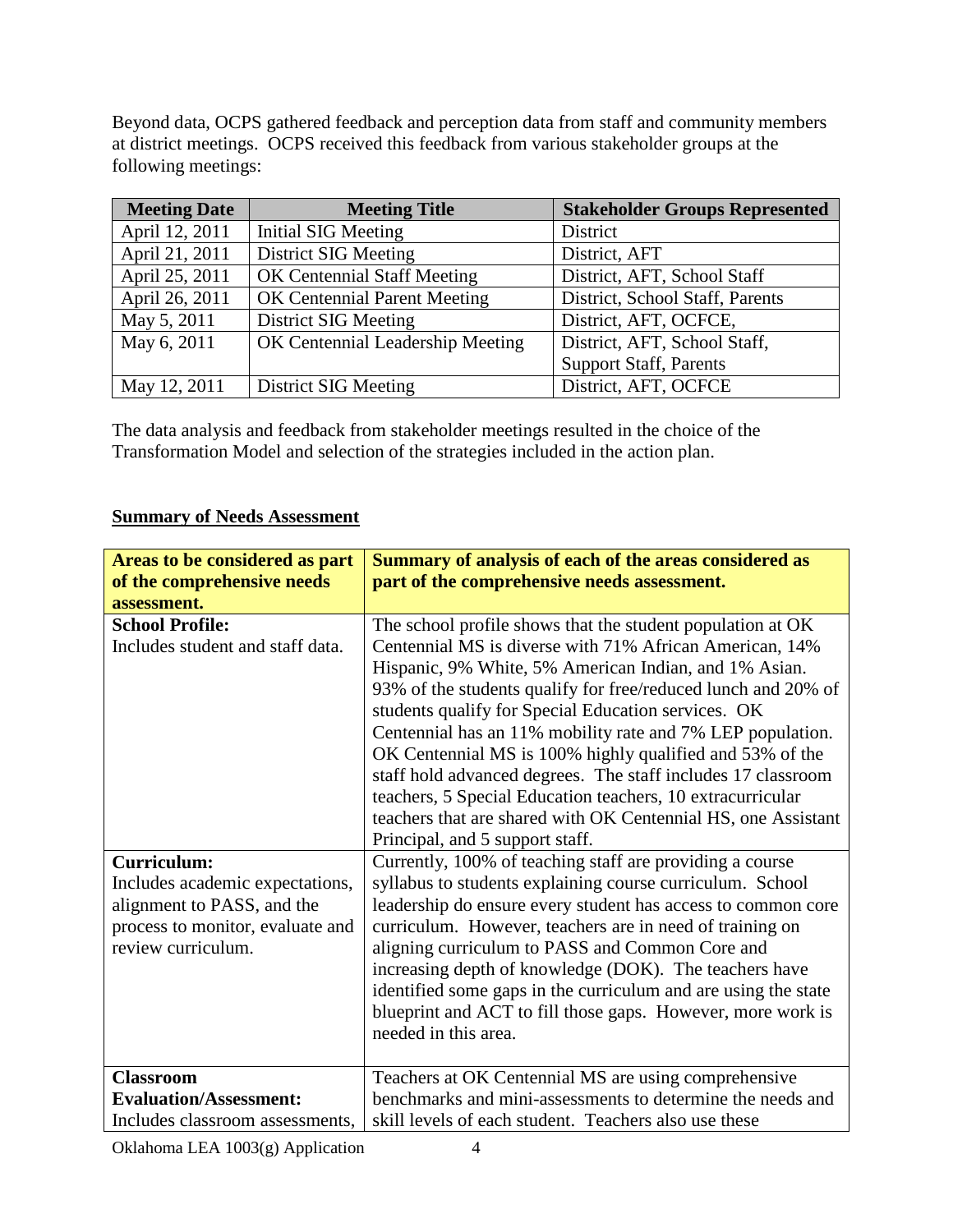Beyond data, OCPS gathered feedback and perception data from staff and community members at district meetings. OCPS received this feedback from various stakeholder groups at the following meetings:

| Meeting Date | Meeting Title | Stakeholder Groups Represented |
|---|---|---|
| April 12, 2011 | Initial SIG Meeting | District |
| April 21, 2011 | District SIG Meeting | District, AFT |
| April 25, 2011 | OK Centennial Staff Meeting | District, AFT, School Staff |
| April 26, 2011 | OK Centennial Parent Meeting | District, School Staff, Parents |
| May 5, 2011 | District SIG Meeting | District, AFT, OCFCE, |
| May 6, 2011 | OK Centennial Leadership Meeting | District, AFT, School Staff, Support Staff, Parents |
| May 12, 2011 | District SIG Meeting | District, AFT, OCFCE |

The data analysis and feedback from stakeholder meetings resulted in the choice of the Transformation Model and selection of the strategies included in the action plan.

**<u>Summary of Needs Assessment</u>**

| **Areas to be considered as part of the comprehensive needs assessment.** | **Summary of analysis of each of the areas considered as part of the comprehensive needs assessment.** |
|---|---|
| **School Profile:** Includes student and staff data. | The school profile shows that the student population at OK Centennial MS is diverse with 71% African American, 14% Hispanic, 9% White, 5% American Indian, and 1% Asian. 93% of the students qualify for free/reduced lunch and 20% of students qualify for Special Education services. OK Centennial has an 11% mobility rate and 7% LEP population. OK Centennial MS is 100% highly qualified and 53% of the staff hold advanced degrees. The staff includes 17 classroom teachers, 5 Special Education teachers, 10 extracurricular teachers that are shared with OK Centennial HS, one Assistant Principal, and 5 support staff. |
| **Curriculum:** Includes academic expectations, alignment to PASS, and the process to monitor, evaluate and review curriculum. | Currently, 100% of teaching staff are providing a course syllabus to students explaining course curriculum. School leadership do ensure every student has access to common core curriculum. However, teachers are in need of training on aligning curriculum to PASS and Common Core and increasing depth of knowledge (DOK). The teachers have identified some gaps in the curriculum and are using the state blueprint and ACT to fill those gaps. However, more work is needed in this area. |
| **Classroom Evaluation/Assessment:** Includes classroom assessments, | Teachers at OK Centennial MS are using comprehensive benchmarks and mini-assessments to determine the needs and skill levels of each student. Teachers also use these |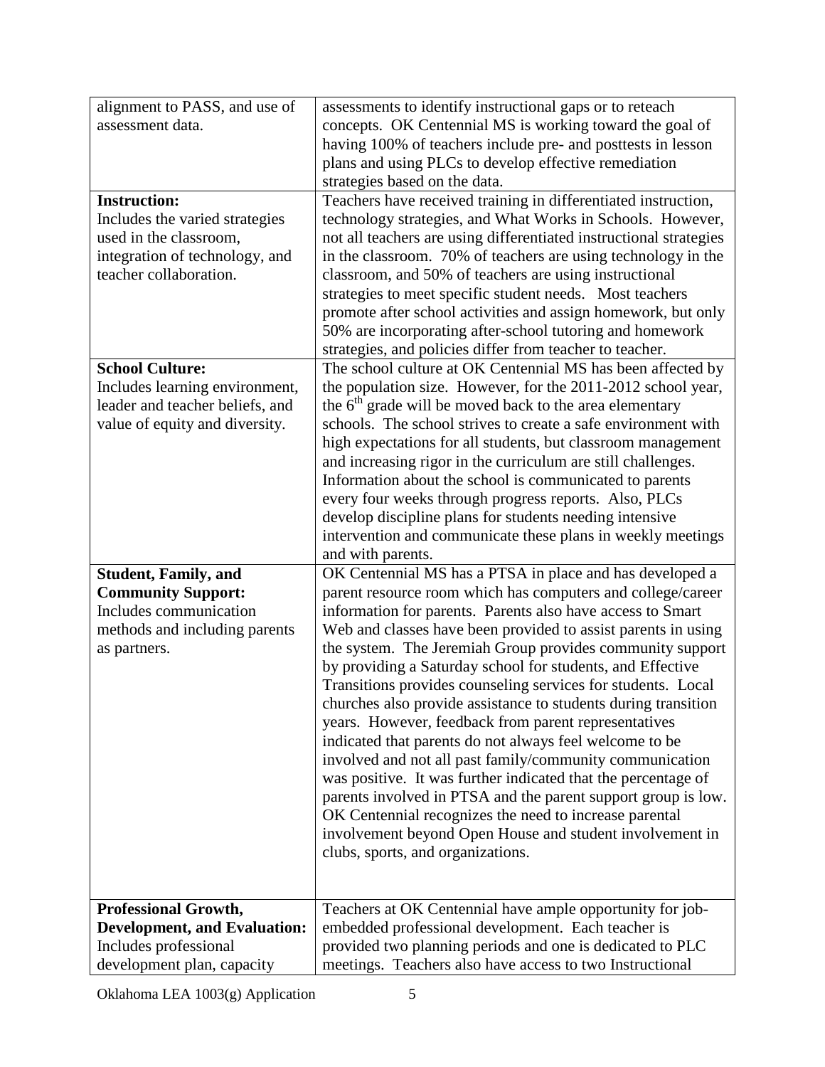| | |
|---|---|
| alignment to PASS, and use of assessment data. | assessments to identify instructional gaps or to reteach concepts. OK Centennial MS is working toward the goal of having 100% of teachers include pre- and posttests in lesson plans and using PLCs to develop effective remediation strategies based on the data. |
| **Instruction:** Includes the varied strategies used in the classroom, integration of technology, and teacher collaboration. | Teachers have received training in differentiated instruction, technology strategies, and What Works in Schools. However, not all teachers are using differentiated instructional strategies in the classroom. 70% of teachers are using technology in the classroom, and 50% of teachers are using instructional strategies to meet specific student needs. Most teachers promote after school activities and assign homework, but only 50% are incorporating after-school tutoring and homework strategies, and policies differ from teacher to teacher. |
| **School Culture:** Includes learning environment, leader and teacher beliefs, and value of equity and diversity. | The school culture at OK Centennial MS has been affected by the population size. However, for the 2011-2012 school year, the 6th grade will be moved back to the area elementary schools. The school strives to create a safe environment with high expectations for all students, but classroom management and increasing rigor in the curriculum are still challenges. Information about the school is communicated to parents every four weeks through progress reports. Also, PLCs develop discipline plans for students needing intensive intervention and communicate these plans in weekly meetings and with parents. |
| **Student, Family, and Community Support:** Includes communication methods and including parents as partners. | OK Centennial MS has a PTSA in place and has developed a parent resource room which has computers and college/career information for parents. Parents also have access to Smart Web and classes have been provided to assist parents in using the system. The Jeremiah Group provides community support by providing a Saturday school for students, and Effective Transitions provides counseling services for students. Local churches also provide assistance to students during transition years. However, feedback from parent representatives indicated that parents do not always feel welcome to be involved and not all past family/community communication was positive. It was further indicated that the percentage of parents involved in PTSA and the parent support group is low. OK Centennial recognizes the need to increase parental involvement beyond Open House and student involvement in clubs, sports, and organizations. |
| **Professional Growth, Development, and Evaluation:** Includes professional development plan, capacity | Teachers at OK Centennial have ample opportunity for job-embedded professional development. Each teacher is provided two planning periods and one is dedicated to PLC meetings. Teachers also have access to two Instructional |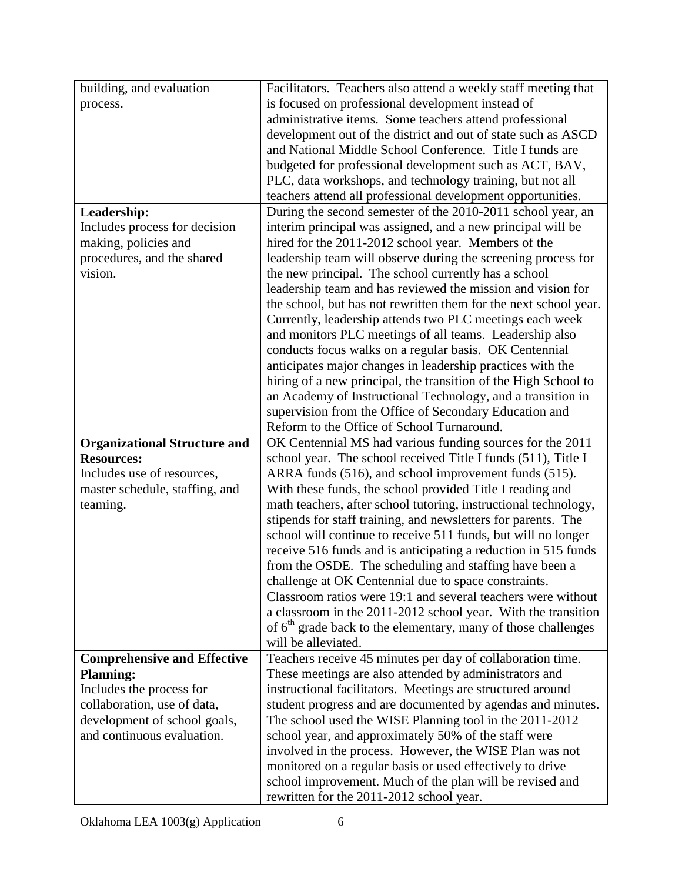| | |
|---|---|
| building, and evaluation process. | Facilitators. Teachers also attend a weekly staff meeting that is focused on professional development instead of administrative items. Some teachers attend professional development out of the district and out of state such as ASCD and National Middle School Conference. Title I funds are budgeted for professional development such as ACT, BAV, PLC, data workshops, and technology training, but not all teachers attend all professional development opportunities. |
| **Leadership:** Includes process for decision making, policies and procedures, and the shared vision. | During the second semester of the 2010-2011 school year, an interim principal was assigned, and a new principal will be hired for the 2011-2012 school year. Members of the leadership team will observe during the screening process for the new principal. The school currently has a school leadership team and has reviewed the mission and vision for the school, but has not rewritten them for the next school year. Currently, leadership attends two PLC meetings each week and monitors PLC meetings of all teams. Leadership also conducts focus walks on a regular basis. OK Centennial anticipates major changes in leadership practices with the hiring of a new principal, the transition of the High School to an Academy of Instructional Technology, and a transition in supervision from the Office of Secondary Education and Reform to the Office of School Turnaround. |
| **Organizational Structure and Resources:** Includes use of resources, master schedule, staffing, and teaming. | OK Centennial MS had various funding sources for the 2011 school year. The school received Title I funds (511), Title I ARRA funds (516), and school improvement funds (515). With these funds, the school provided Title I reading and math teachers, after school tutoring, instructional technology, stipends for staff training, and newsletters for parents. The school will continue to receive 511 funds, but will no longer receive 516 funds and is anticipating a reduction in 515 funds from the OSDE. The scheduling and staffing have been a challenge at OK Centennial due to space constraints. Classroom ratios were 19:1 and several teachers were without a classroom in the 2011-2012 school year. With the transition of 6th grade back to the elementary, many of those challenges will be alleviated. |
| **Comprehensive and Effective Planning:** Includes the process for collaboration, use of data, development of school goals, and continuous evaluation. | Teachers receive 45 minutes per day of collaboration time. These meetings are also attended by administrators and instructional facilitators. Meetings are structured around student progress and are documented by agendas and minutes. The school used the WISE Planning tool in the 2011-2012 school year, and approximately 50% of the staff were involved in the process. However, the WISE Plan was not monitored on a regular basis or used effectively to drive school improvement. Much of the plan will be revised and rewritten for the 2011-2012 school year. |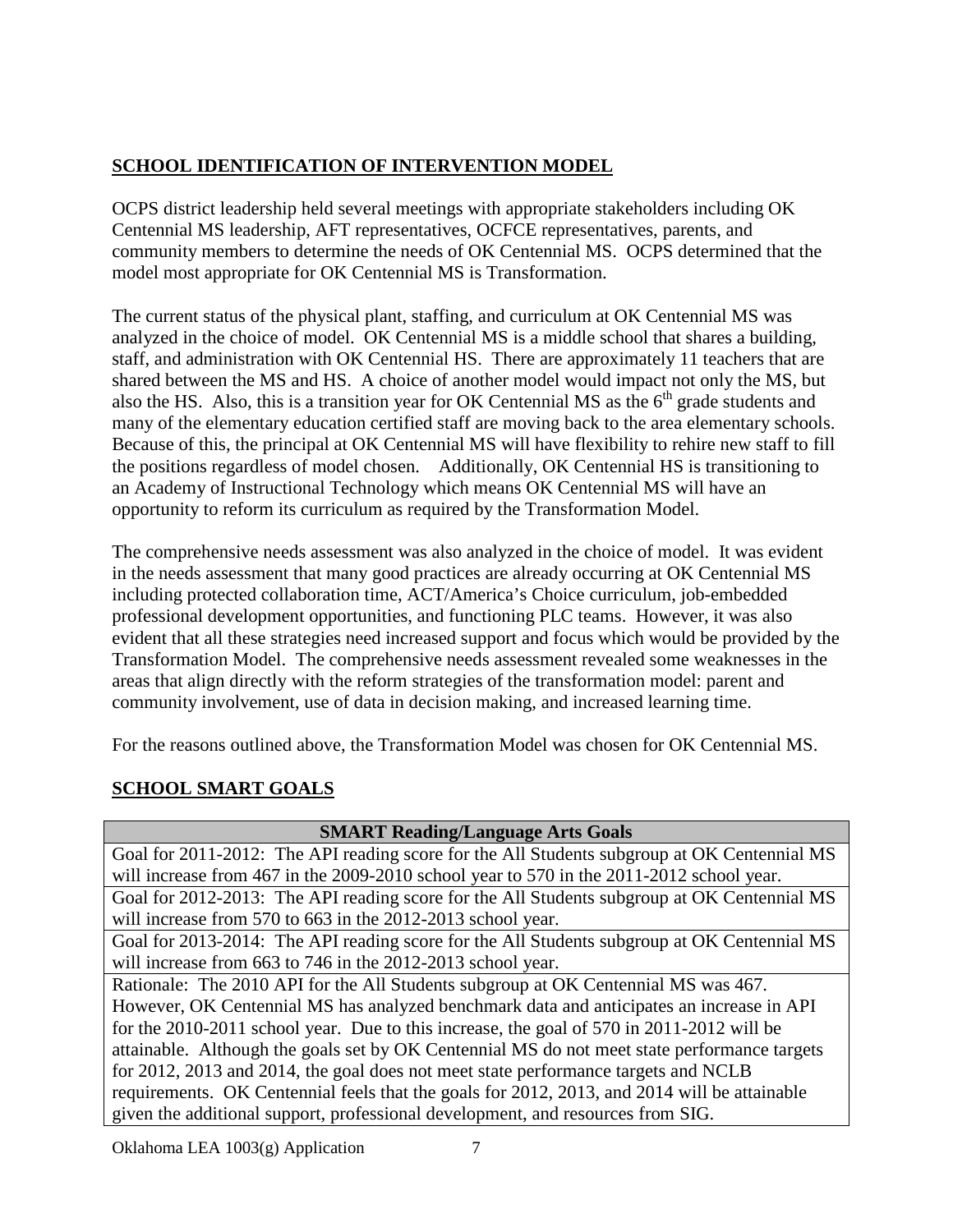## SCHOOL IDENTIFICATION OF INTERVENTION MODEL

OCPS district leadership held several meetings with appropriate stakeholders including OK Centennial MS leadership, AFT representatives, OCFCE representatives, parents, and community members to determine the needs of OK Centennial MS. OCPS determined that the model most appropriate for OK Centennial MS is Transformation.

The current status of the physical plant, staffing, and curriculum at OK Centennial MS was analyzed in the choice of model. OK Centennial MS is a middle school that shares a building, staff, and administration with OK Centennial HS. There are approximately 11 teachers that are shared between the MS and HS. A choice of another model would impact not only the MS, but also the HS. Also, this is a transition year for OK Centennial MS as the 6th grade students and many of the elementary education certified staff are moving back to the area elementary schools. Because of this, the principal at OK Centennial MS will have flexibility to rehire new staff to fill the positions regardless of model chosen. Additionally, OK Centennial HS is transitioning to an Academy of Instructional Technology which means OK Centennial MS will have an opportunity to reform its curriculum as required by the Transformation Model.

The comprehensive needs assessment was also analyzed in the choice of model. It was evident in the needs assessment that many good practices are already occurring at OK Centennial MS including protected collaboration time, ACT/America's Choice curriculum, job-embedded professional development opportunities, and functioning PLC teams. However, it was also evident that all these strategies need increased support and focus which would be provided by the Transformation Model. The comprehensive needs assessment revealed some weaknesses in the areas that align directly with the reform strategies of the transformation model: parent and community involvement, use of data in decision making, and increased learning time.

For the reasons outlined above, the Transformation Model was chosen for OK Centennial MS.

## SCHOOL SMART GOALS

| SMART Reading/Language Arts Goals |
|---|
| Goal for 2011-2012: The API reading score for the All Students subgroup at OK Centennial MS will increase from 467 in the 2009-2010 school year to 570 in the 2011-2012 school year. |
| Goal for 2012-2013: The API reading score for the All Students subgroup at OK Centennial MS will increase from 570 to 663 in the 2012-2013 school year. |
| Goal for 2013-2014: The API reading score for the All Students subgroup at OK Centennial MS will increase from 663 to 746 in the 2012-2013 school year. |
| Rationale: The 2010 API for the All Students subgroup at OK Centennial MS was 467. However, OK Centennial MS has analyzed benchmark data and anticipates an increase in API for the 2010-2011 school year. Due to this increase, the goal of 570 in 2011-2012 will be attainable. Although the goals set by OK Centennial MS do not meet state performance targets for 2012, 2013 and 2014, the goal does not meet state performance targets and NCLB requirements. OK Centennial feels that the goals for 2012, 2013, and 2014 will be attainable given the additional support, professional development, and resources from SIG. |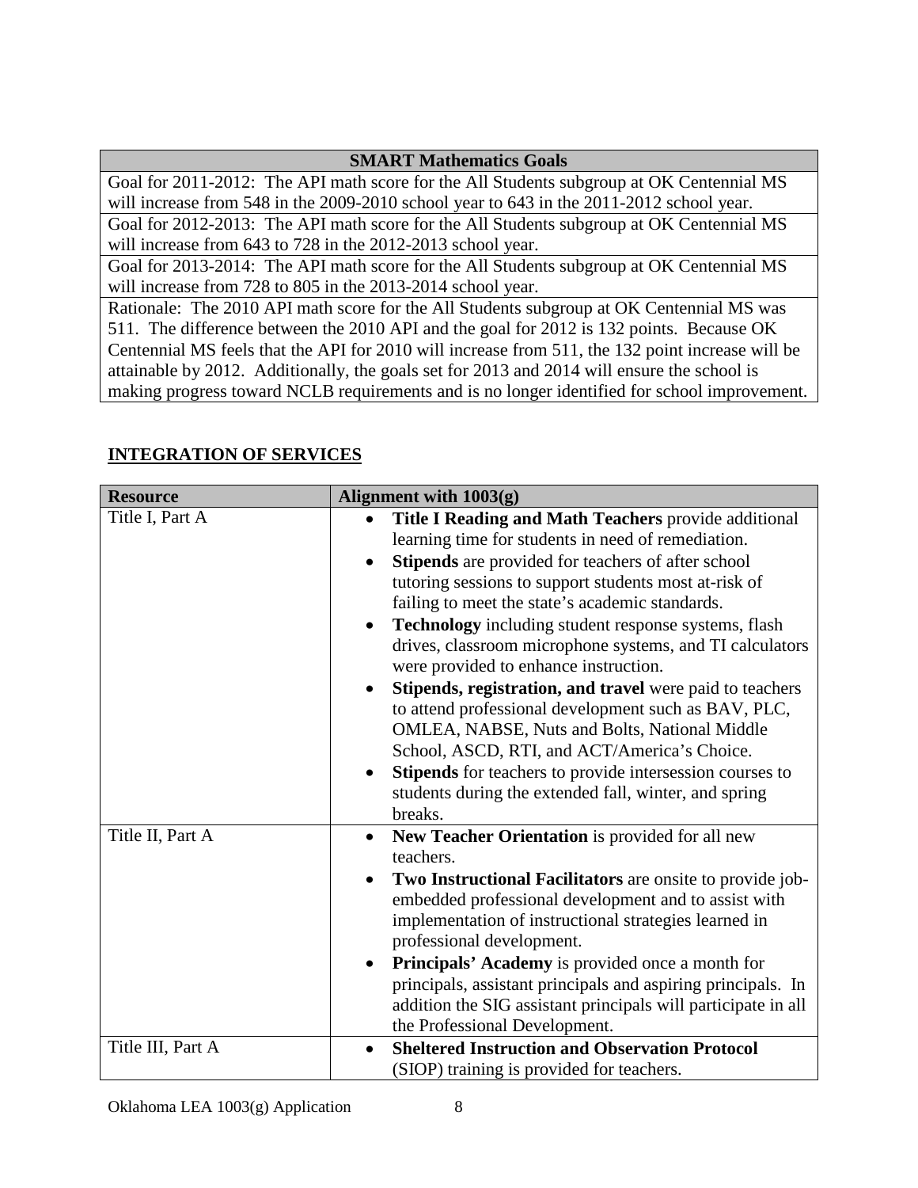| SMART Mathematics Goals |
|---|
| Goal for 2011-2012: The API math score for the All Students subgroup at OK Centennial MS will increase from 548 in the 2009-2010 school year to 643 in the 2011-2012 school year. |
| Goal for 2012-2013: The API math score for the All Students subgroup at OK Centennial MS will increase from 643 to 728 in the 2012-2013 school year. |
| Goal for 2013-2014: The API math score for the All Students subgroup at OK Centennial MS will increase from 728 to 805 in the 2013-2014 school year. |
| Rationale: The 2010 API math score for the All Students subgroup at OK Centennial MS was 511. The difference between the 2010 API and the goal for 2012 is 132 points. Because OK Centennial MS feels that the API for 2010 will increase from 511, the 132 point increase will be attainable by 2012. Additionally, the goals set for 2013 and 2014 will ensure the school is making progress toward NCLB requirements and is no longer identified for school improvement. |

## INTEGRATION OF SERVICES

| Resource | Alignment with 1003(g) |
|---|---|
| Title I, Part A | • **Title I Reading and Math Teachers** provide additional learning time for students in need of remediation.<br>• **Stipends** are provided for teachers of after school tutoring sessions to support students most at-risk of failing to meet the state's academic standards.<br>• **Technology** including student response systems, flash drives, classroom microphone systems, and TI calculators were provided to enhance instruction.<br>• **Stipends, registration, and travel** were paid to teachers to attend professional development such as BAV, PLC, OMLEA, NABSE, Nuts and Bolts, National Middle School, ASCD, RTI, and ACT/America's Choice.<br>• **Stipends** for teachers to provide intersession courses to students during the extended fall, winter, and spring breaks. |
| Title II, Part A | • **New Teacher Orientation** is provided for all new teachers.<br>• **Two Instructional Facilitators** are onsite to provide job-embedded professional development and to assist with implementation of instructional strategies learned in professional development.<br>• **Principals' Academy** is provided once a month for principals, assistant principals and aspiring principals. In addition the SIG assistant principals will participate in all the Professional Development. |
| Title III, Part A | • **Sheltered Instruction and Observation Protocol** (SIOP) training is provided for teachers. |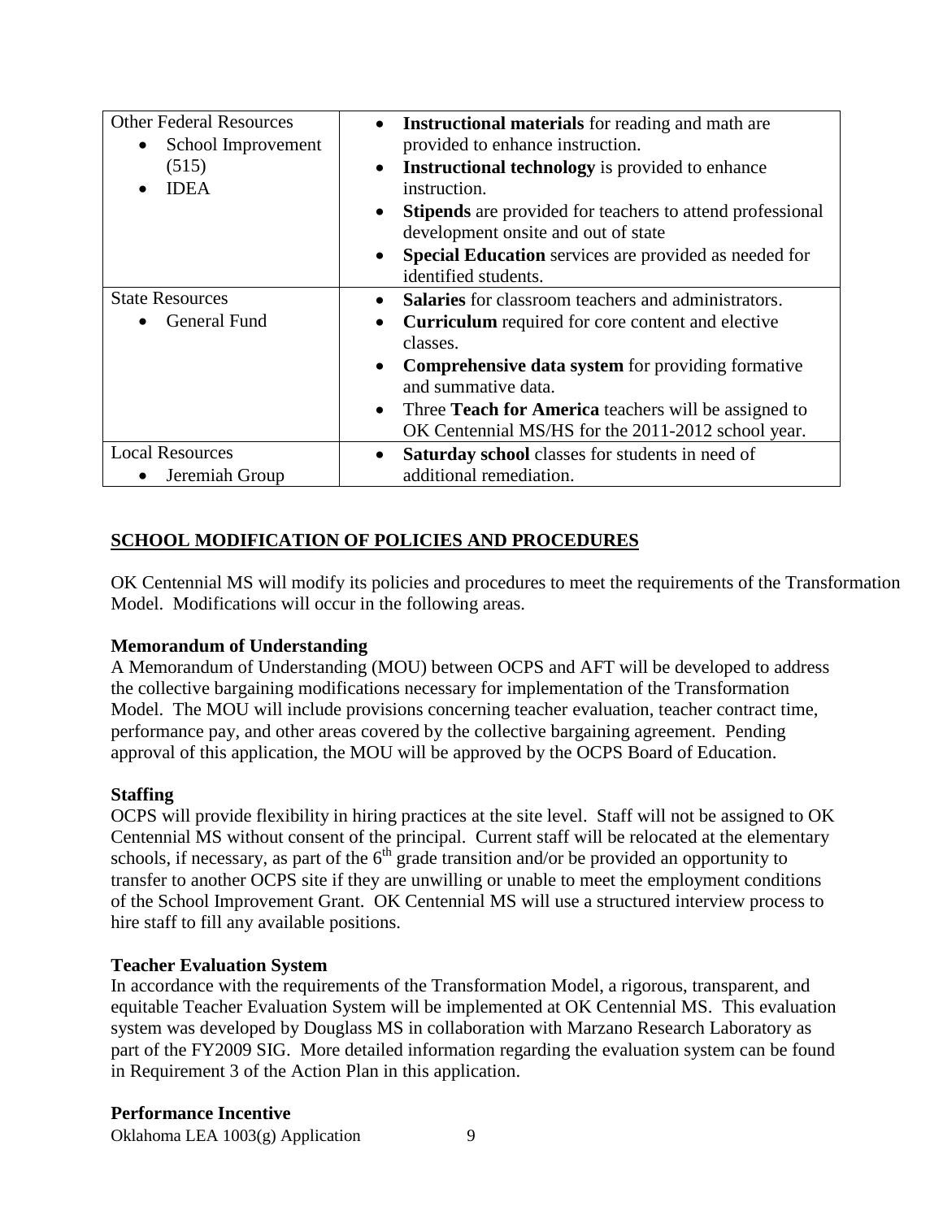| Other Federal Resources<br>• School Improvement (515)<br>• IDEA | • **Instructional materials** for reading and math are provided to enhance instruction.<br>• **Instructional technology** is provided to enhance instruction.<br>• **Stipends** are provided for teachers to attend professional development onsite and out of state<br>• **Special Education** services are provided as needed for identified students. |
|---|---|
| State Resources<br>• General Fund | • **Salaries** for classroom teachers and administrators.<br>• **Curriculum** required for core content and elective classes.<br>• **Comprehensive data system** for providing formative and summative data.<br>• Three **Teach for America** teachers will be assigned to OK Centennial MS/HS for the 2011-2012 school year. |
| Local Resources<br>• Jeremiah Group | • **Saturday school** classes for students in need of additional remediation. |

## SCHOOL MODIFICATION OF POLICIES AND PROCEDURES

OK Centennial MS will modify its policies and procedures to meet the requirements of the Transformation Model. Modifications will occur in the following areas.

**Memorandum of Understanding**

A Memorandum of Understanding (MOU) between OCPS and AFT will be developed to address the collective bargaining modifications necessary for implementation of the Transformation Model. The MOU will include provisions concerning teacher evaluation, teacher contract time, performance pay, and other areas covered by the collective bargaining agreement. Pending approval of this application, the MOU will be approved by the OCPS Board of Education.

**Staffing**

OCPS will provide flexibility in hiring practices at the site level. Staff will not be assigned to OK Centennial MS without consent of the principal. Current staff will be relocated at the elementary schools, if necessary, as part of the 6th grade transition and/or be provided an opportunity to transfer to another OCPS site if they are unwilling or unable to meet the employment conditions of the School Improvement Grant. OK Centennial MS will use a structured interview process to hire staff to fill any available positions.

**Teacher Evaluation System**

In accordance with the requirements of the Transformation Model, a rigorous, transparent, and equitable Teacher Evaluation System will be implemented at OK Centennial MS. This evaluation system was developed by Douglass MS in collaboration with Marzano Research Laboratory as part of the FY2009 SIG. More detailed information regarding the evaluation system can be found in Requirement 3 of the Action Plan in this application.

**Performance Incentive**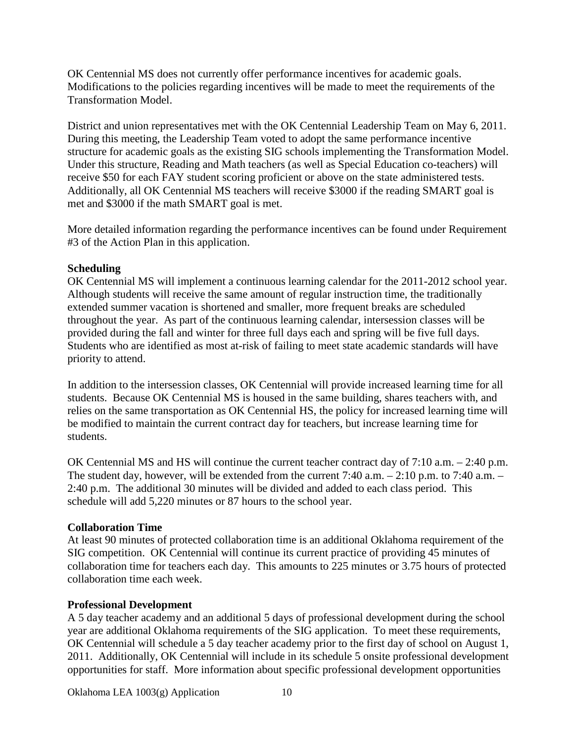OK Centennial MS does not currently offer performance incentives for academic goals. Modifications to the policies regarding incentives will be made to meet the requirements of the Transformation Model.

District and union representatives met with the OK Centennial Leadership Team on May 6, 2011. During this meeting, the Leadership Team voted to adopt the same performance incentive structure for academic goals as the existing SIG schools implementing the Transformation Model. Under this structure, Reading and Math teachers (as well as Special Education co-teachers) will receive $50 for each FAY student scoring proficient or above on the state administered tests. Additionally, all OK Centennial MS teachers will receive $3000 if the reading SMART goal is met and $3000 if the math SMART goal is met.

More detailed information regarding the performance incentives can be found under Requirement #3 of the Action Plan in this application.

**Scheduling**

OK Centennial MS will implement a continuous learning calendar for the 2011-2012 school year. Although students will receive the same amount of regular instruction time, the traditionally extended summer vacation is shortened and smaller, more frequent breaks are scheduled throughout the year. As part of the continuous learning calendar, intersession classes will be provided during the fall and winter for three full days each and spring will be five full days. Students who are identified as most at-risk of failing to meet state academic standards will have priority to attend.

In addition to the intersession classes, OK Centennial will provide increased learning time for all students. Because OK Centennial MS is housed in the same building, shares teachers with, and relies on the same transportation as OK Centennial HS, the policy for increased learning time will be modified to maintain the current contract day for teachers, but increase learning time for students.

OK Centennial MS and HS will continue the current teacher contract day of 7:10 a.m. – 2:40 p.m. The student day, however, will be extended from the current 7:40 a.m. – 2:10 p.m. to 7:40 a.m. – 2:40 p.m. The additional 30 minutes will be divided and added to each class period. This schedule will add 5,220 minutes or 87 hours to the school year.

**Collaboration Time**

At least 90 minutes of protected collaboration time is an additional Oklahoma requirement of the SIG competition. OK Centennial will continue its current practice of providing 45 minutes of collaboration time for teachers each day. This amounts to 225 minutes or 3.75 hours of protected collaboration time each week.

**Professional Development**

A 5 day teacher academy and an additional 5 days of professional development during the school year are additional Oklahoma requirements of the SIG application. To meet these requirements, OK Centennial will schedule a 5 day teacher academy prior to the first day of school on August 1, 2011. Additionally, OK Centennial will include in its schedule 5 onsite professional development opportunities for staff. More information about specific professional development opportunities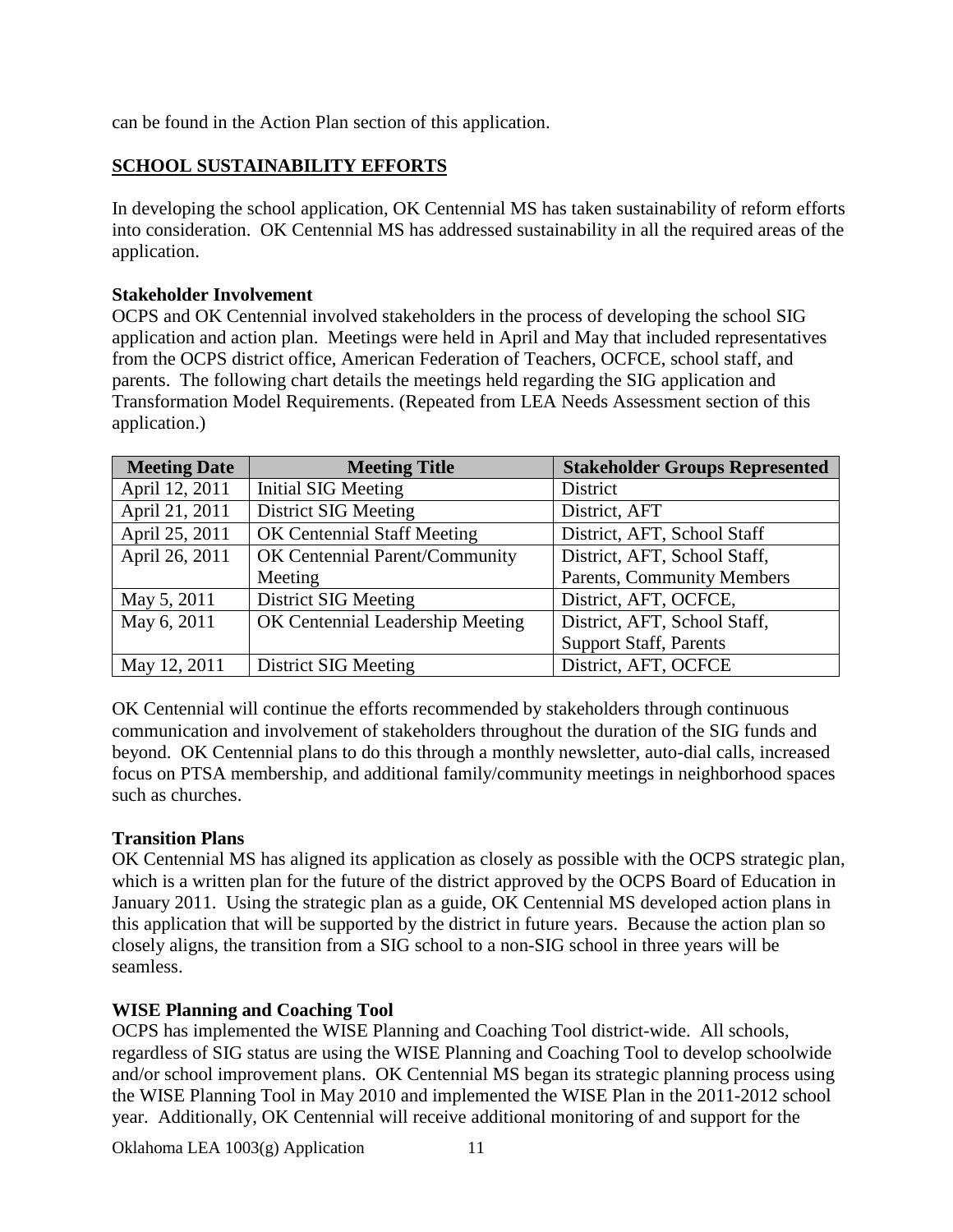can be found in the Action Plan section of this application.

## SCHOOL SUSTAINABILITY EFFORTS

In developing the school application, OK Centennial MS has taken sustainability of reform efforts into consideration. OK Centennial MS has addressed sustainability in all the required areas of the application.

### Stakeholder Involvement

OCPS and OK Centennial involved stakeholders in the process of developing the school SIG application and action plan. Meetings were held in April and May that included representatives from the OCPS district office, American Federation of Teachers, OCFCE, school staff, and parents. The following chart details the meetings held regarding the SIG application and Transformation Model Requirements. (Repeated from LEA Needs Assessment section of this application.)

| Meeting Date | Meeting Title | Stakeholder Groups Represented |
|---|---|---|
| April 12, 2011 | Initial SIG Meeting | District |
| April 21, 2011 | District SIG Meeting | District, AFT |
| April 25, 2011 | OK Centennial Staff Meeting | District, AFT, School Staff |
| April 26, 2011 | OK Centennial Parent/Community Meeting | District, AFT, School Staff, Parents, Community Members |
| May 5, 2011 | District SIG Meeting | District, AFT, OCFCE, |
| May 6, 2011 | OK Centennial Leadership Meeting | District, AFT, School Staff, Support Staff, Parents |
| May 12, 2011 | District SIG Meeting | District, AFT, OCFCE |

OK Centennial will continue the efforts recommended by stakeholders through continuous communication and involvement of stakeholders throughout the duration of the SIG funds and beyond. OK Centennial plans to do this through a monthly newsletter, auto-dial calls, increased focus on PTSA membership, and additional family/community meetings in neighborhood spaces such as churches.

### Transition Plans

OK Centennial MS has aligned its application as closely as possible with the OCPS strategic plan, which is a written plan for the future of the district approved by the OCPS Board of Education in January 2011. Using the strategic plan as a guide, OK Centennial MS developed action plans in this application that will be supported by the district in future years. Because the action plan so closely aligns, the transition from a SIG school to a non-SIG school in three years will be seamless.

### WISE Planning and Coaching Tool

OCPS has implemented the WISE Planning and Coaching Tool district-wide. All schools, regardless of SIG status are using the WISE Planning and Coaching Tool to develop schoolwide and/or school improvement plans. OK Centennial MS began its strategic planning process using the WISE Planning Tool in May 2010 and implemented the WISE Plan in the 2011-2012 school year. Additionally, OK Centennial will receive additional monitoring of and support for the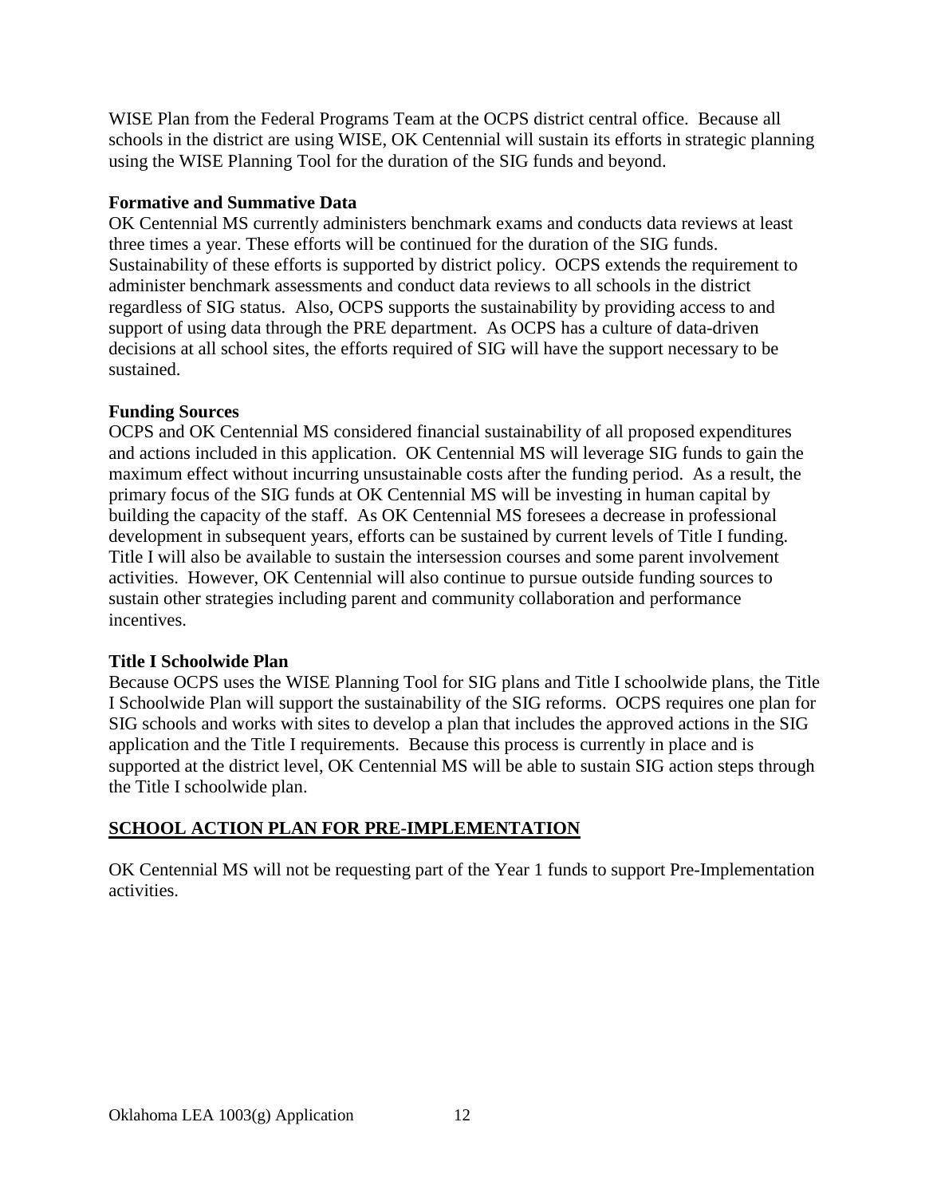WISE Plan from the Federal Programs Team at the OCPS district central office. Because all schools in the district are using WISE, OK Centennial will sustain its efforts in strategic planning using the WISE Planning Tool for the duration of the SIG funds and beyond.

**Formative and Summative Data**

OK Centennial MS currently administers benchmark exams and conducts data reviews at least three times a year. These efforts will be continued for the duration of the SIG funds. Sustainability of these efforts is supported by district policy. OCPS extends the requirement to administer benchmark assessments and conduct data reviews to all schools in the district regardless of SIG status. Also, OCPS supports the sustainability by providing access to and support of using data through the PRE department. As OCPS has a culture of data-driven decisions at all school sites, the efforts required of SIG will have the support necessary to be sustained.

**Funding Sources**

OCPS and OK Centennial MS considered financial sustainability of all proposed expenditures and actions included in this application. OK Centennial MS will leverage SIG funds to gain the maximum effect without incurring unsustainable costs after the funding period. As a result, the primary focus of the SIG funds at OK Centennial MS will be investing in human capital by building the capacity of the staff. As OK Centennial MS foresees a decrease in professional development in subsequent years, efforts can be sustained by current levels of Title I funding. Title I will also be available to sustain the intersession courses and some parent involvement activities. However, OK Centennial will also continue to pursue outside funding sources to sustain other strategies including parent and community collaboration and performance incentives.

**Title I Schoolwide Plan**

Because OCPS uses the WISE Planning Tool for SIG plans and Title I schoolwide plans, the Title I Schoolwide Plan will support the sustainability of the SIG reforms. OCPS requires one plan for SIG schools and works with sites to develop a plan that includes the approved actions in the SIG application and the Title I requirements. Because this process is currently in place and is supported at the district level, OK Centennial MS will be able to sustain SIG action steps through the Title I schoolwide plan.

## SCHOOL ACTION PLAN FOR PRE-IMPLEMENTATION

OK Centennial MS will not be requesting part of the Year 1 funds to support Pre-Implementation activities.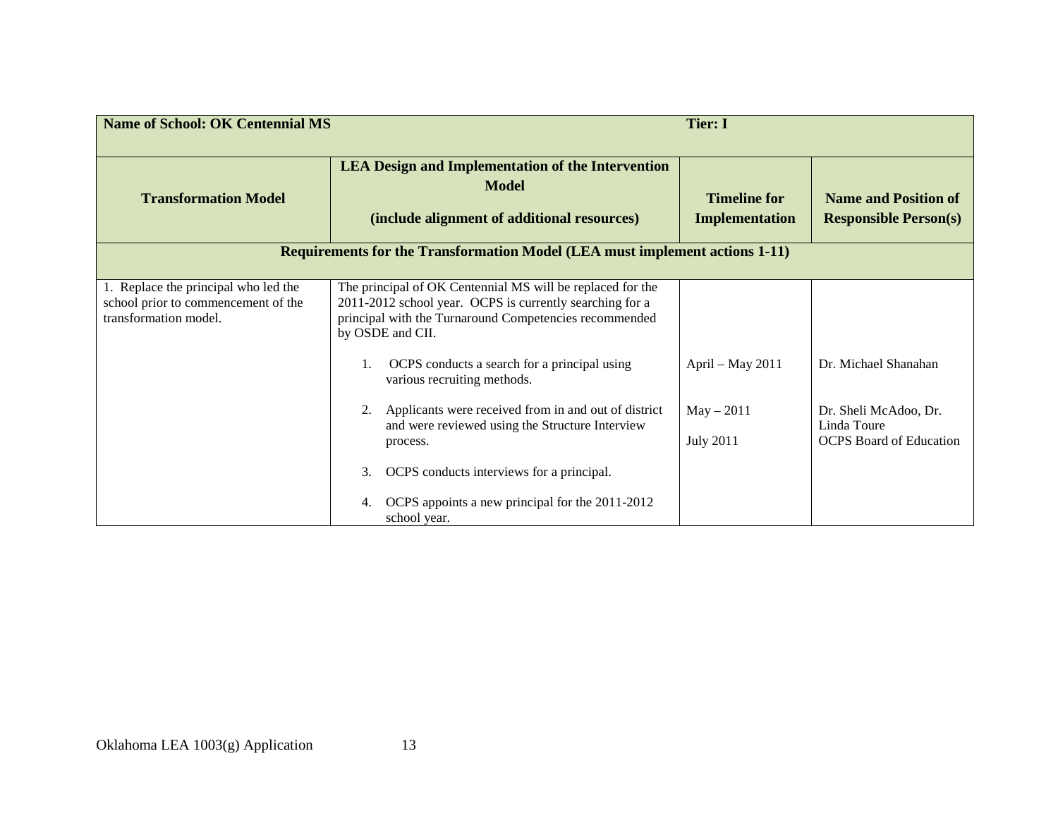| **Name of School: OK Centennial MS** | | **Tier: I** | |
|---|---|---|---|
| **Transformation Model** | **LEA Design and Implementation of the Intervention Model**<br><br>**(include alignment of additional resources)** | **Timeline for Implementation** | **Name and Position of Responsible Person(s)** |
| **Requirements for the Transformation Model (LEA must implement actions 1-11)** | | | |
| 1. Replace the principal who led the school prior to commencement of the transformation model. | The principal of OK Centennial MS will be replaced for the 2011-2012 school year. OCPS is currently searching for a principal with the Turnaround Competencies recommended by OSDE and CII. | | |
| | 1. OCPS conducts a search for a principal using various recruiting methods. | April – May 2011 | Dr. Michael Shanahan |
| | 2. Applicants were received from in and out of district and were reviewed using the Structure Interview process. | May – 2011<br><br>July 2011 | Dr. Sheli McAdoo, Dr. Linda Toure<br>OCPS Board of Education |
| | 3. OCPS conducts interviews for a principal. | | |
| | 4. OCPS appoints a new principal for the 2011-2012 school year. | | |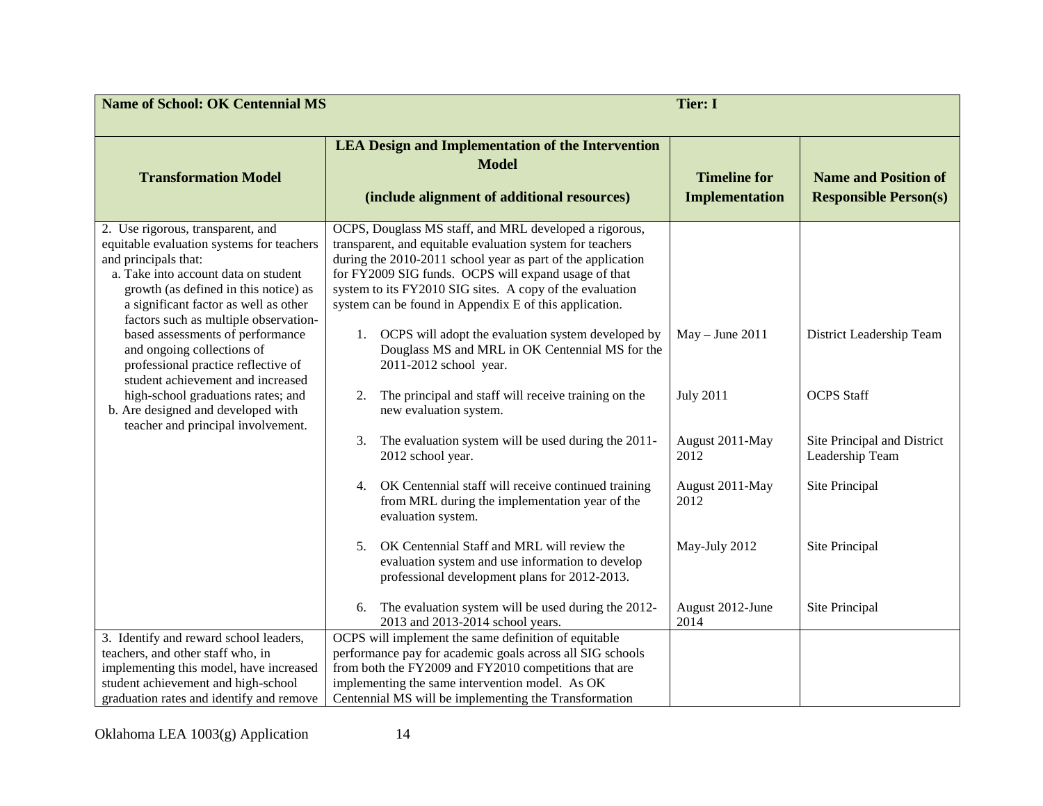| **Name of School: OK Centennial MS** | | **Tier: I** | |
|---|---|---|---|
| **Transformation Model** | **LEA Design and Implementation of the Intervention Model**<br><br>**(include alignment of additional resources)** | **Timeline for Implementation** | **Name and Position of Responsible Person(s)** |
| 2. Use rigorous, transparent, and equitable evaluation systems for teachers and principals that:<br>a. Take into account data on student growth (as defined in this notice) as a significant factor as well as other factors such as multiple observation-based assessments of performance and ongoing collections of professional practice reflective of student achievement and increased high-school graduations rates; and<br>b. Are designed and developed with teacher and principal involvement. | OCPS, Douglass MS staff, and MRL developed a rigorous, transparent, and equitable evaluation system for teachers during the 2010-2011 school year as part of the application for FY2009 SIG funds. OCPS will expand usage of that system to its FY2010 SIG sites. A copy of the evaluation system can be found in Appendix E of this application. | | |
| | 1. OCPS will adopt the evaluation system developed by Douglass MS and MRL in OK Centennial MS for the 2011-2012 school year. | May – June 2011 | District Leadership Team |
| | 2. The principal and staff will receive training on the new evaluation system. | July 2011 | OCPS Staff |
| | 3. The evaluation system will be used during the 2011-2012 school year. | August 2011-May 2012 | Site Principal and District Leadership Team |
| | 4. OK Centennial staff will receive continued training from MRL during the implementation year of the evaluation system. | August 2011-May 2012 | Site Principal |
| | 5. OK Centennial Staff and MRL will review the evaluation system and use information to develop professional development plans for 2012-2013. | May-July 2012 | Site Principal |
| | 6. The evaluation system will be used during the 2012-2013 and 2013-2014 school years. | August 2012-June 2014 | Site Principal |
| 3. Identify and reward school leaders, teachers, and other staff who, in implementing this model, have increased student achievement and high-school graduation rates and identify and remove | OCPS will implement the same definition of equitable performance pay for academic goals across all SIG schools from both the FY2009 and FY2010 competitions that are implementing the same intervention model. As OK Centennial MS will be implementing the Transformation | | |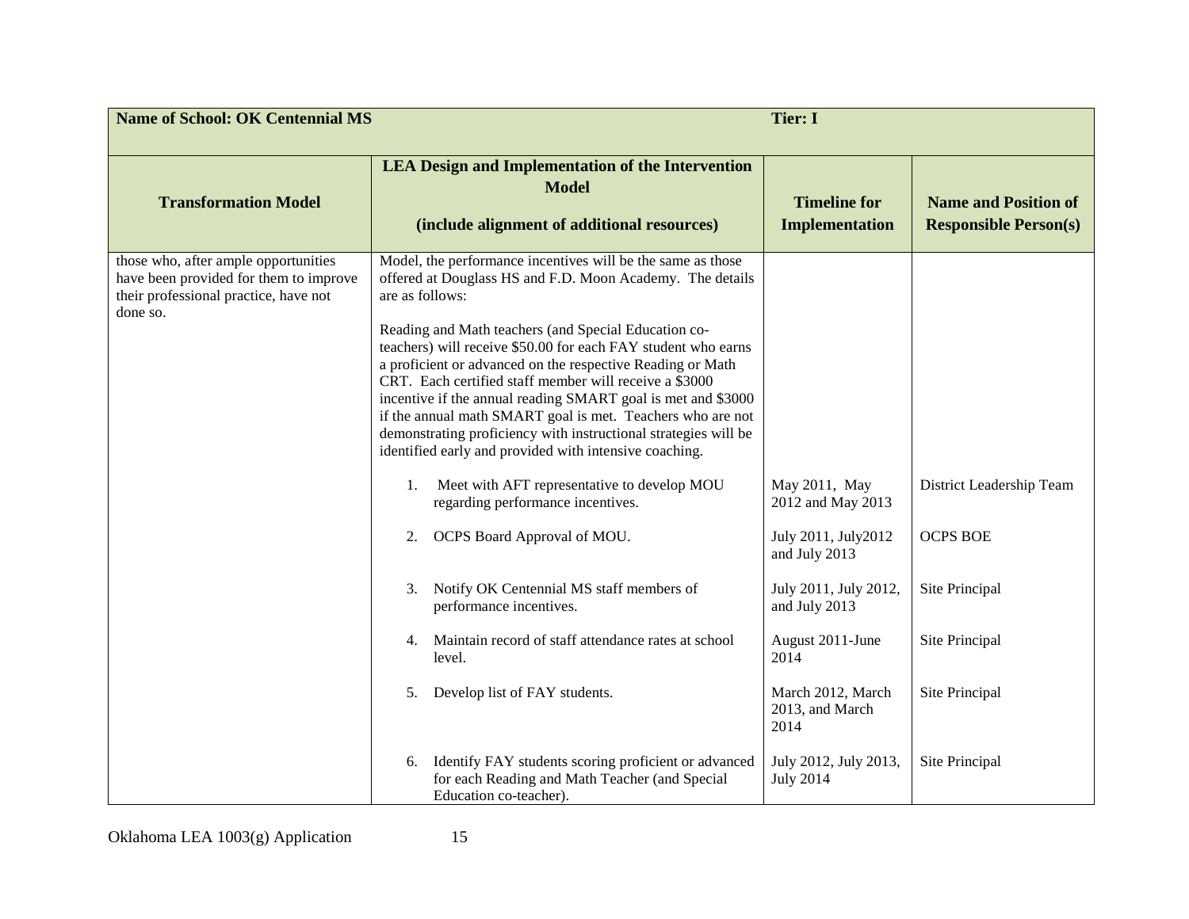| Name of School: OK Centennial MS | | Tier: I | |
|---|---|---|---|
| **Transformation Model** | **LEA Design and Implementation of the Intervention Model**<br><br>**(include alignment of additional resources)** | **Timeline for Implementation** | **Name and Position of Responsible Person(s)** |
| those who, after ample opportunities have been provided for them to improve their professional practice, have not done so. | Model, the performance incentives will be the same as those offered at Douglass HS and F.D. Moon Academy. The details are as follows:<br><br>Reading and Math teachers (and Special Education co-teachers) will receive $50.00 for each FAY student who earns a proficient or advanced on the respective Reading or Math CRT. Each certified staff member will receive a $3000 incentive if the annual reading SMART goal is met and $3000 if the annual math SMART goal is met. Teachers who are not demonstrating proficiency with instructional strategies will be identified early and provided with intensive coaching. | | |
| | 1. Meet with AFT representative to develop MOU regarding performance incentives. | May 2011, May 2012 and May 2013 | District Leadership Team |
| | 2. OCPS Board Approval of MOU. | July 2011, July2012 and July 2013 | OCPS BOE |
| | 3. Notify OK Centennial MS staff members of performance incentives. | July 2011, July 2012, and July 2013 | Site Principal |
| | 4. Maintain record of staff attendance rates at school level. | August 2011-June 2014 | Site Principal |
| | 5. Develop list of FAY students. | March 2012, March 2013, and March 2014 | Site Principal |
| | 6. Identify FAY students scoring proficient or advanced for each Reading and Math Teacher (and Special Education co-teacher). | July 2012, July 2013, July 2014 | Site Principal |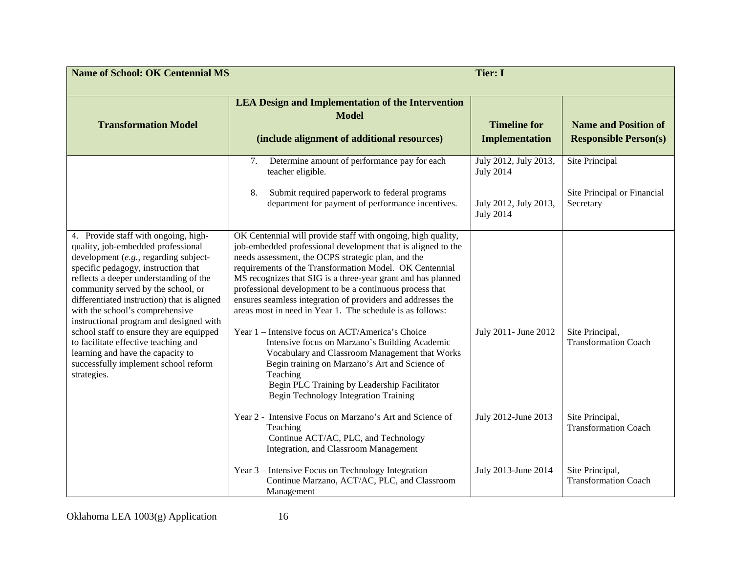| **Name of School: OK Centennial MS** | | **Tier: I** | |
|---|---|---|---|
| **Transformation Model** | **LEA Design and Implementation of the Intervention Model**<br><br>**(include alignment of additional resources)** | **Timeline for Implementation** | **Name and Position of Responsible Person(s)** |
| | 7. Determine amount of performance pay for each teacher eligible.<br><br>8. Submit required paperwork to federal programs department for payment of performance incentives. | July 2012, July 2013, July 2014<br><br>July 2012, July 2013, July 2014 | Site Principal<br><br>Site Principal or Financial Secretary |
| 4. Provide staff with ongoing, high-quality, job-embedded professional development (*e.g.*, regarding subject-specific pedagogy, instruction that reflects a deeper understanding of the community served by the school, or differentiated instruction) that is aligned with the school's comprehensive instructional program and designed with school staff to ensure they are equipped to facilitate effective teaching and learning and have the capacity to successfully implement school reform strategies. | OK Centennial will provide staff with ongoing, high quality, job-embedded professional development that is aligned to the needs assessment, the OCPS strategic plan, and the requirements of the Transformation Model. OK Centennial MS recognizes that SIG is a three-year grant and has planned professional development to be a continuous process that ensures seamless integration of providers and addresses the areas most in need in Year 1. The schedule is as follows:<br><br>Year 1 – Intensive focus on ACT/America's Choice<br>Intensive focus on Marzano's Building Academic Vocabulary and Classroom Management that Works<br>Begin training on Marzano's Art and Science of Teaching<br>Begin PLC Training by Leadership Facilitator<br>Begin Technology Integration Training<br><br>Year 2 - Intensive Focus on Marzano's Art and Science of Teaching<br>Continue ACT/AC, PLC, and Technology Integration, and Classroom Management<br><br>Year 3 – Intensive Focus on Technology Integration<br>Continue Marzano, ACT/AC, PLC, and Classroom Management | <br><br><br><br><br><br><br>July 2011- June 2012<br><br><br><br><br><br><br>July 2012-June 2013<br><br><br>July 2013-June 2014 | <br><br><br><br><br><br><br>Site Principal, Transformation Coach<br><br><br><br><br><br><br>Site Principal, Transformation Coach<br><br><br>Site Principal, Transformation Coach |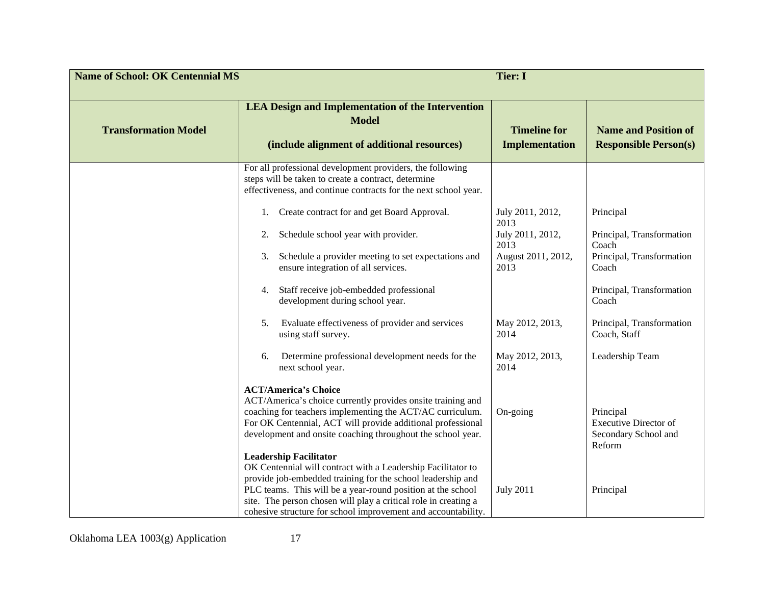| Name of School: OK Centennial MS | | Tier: I | |
|---|---|---|---|
| **Transformation Model** | **LEA Design and Implementation of the Intervention Model**<br><br>**(include alignment of additional resources)** | **Timeline for Implementation** | **Name and Position of Responsible Person(s)** |
| | For all professional development providers, the following steps will be taken to create a contract, determine effectiveness, and continue contracts for the next school year. | | |
| | 1. Create contract for and get Board Approval. | July 2011, 2012, 2013 | Principal |
| | 2. Schedule school year with provider. | July 2011, 2012, 2013 | Principal, Transformation Coach |
| | 3. Schedule a provider meeting to set expectations and ensure integration of all services. | August 2011, 2012, 2013 | Principal, Transformation Coach |
| | 4. Staff receive job-embedded professional development during school year. | | Principal, Transformation Coach |
| | 5. Evaluate effectiveness of provider and services using staff survey. | May 2012, 2013, 2014 | Principal, Transformation Coach, Staff |
| | 6. Determine professional development needs for the next school year. | May 2012, 2013, 2014 | Leadership Team |
| | **ACT/America's Choice**<br>ACT/America's choice currently provides onsite training and coaching for teachers implementing the ACT/AC curriculum. For OK Centennial, ACT will provide additional professional development and onsite coaching throughout the school year. | On-going | Principal<br>Executive Director of Secondary School and Reform |
| | **Leadership Facilitator**<br>OK Centennial will contract with a Leadership Facilitator to provide job-embedded training for the school leadership and PLC teams. This will be a year-round position at the school site. The person chosen will play a critical role in creating a cohesive structure for school improvement and accountability. | July 2011 | Principal |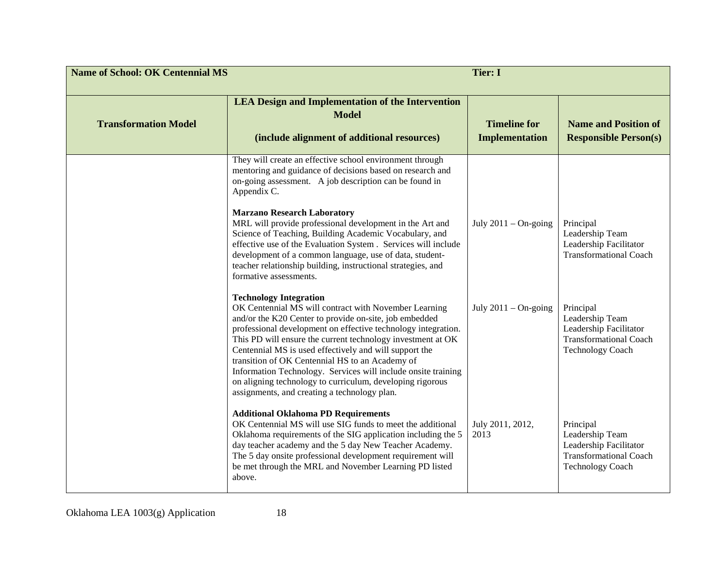| Name of School: OK Centennial MS | | Tier: I | |
|---|---|---|---|
| **Transformation Model** | **LEA Design and Implementation of the Intervention Model**<br><br>**(include alignment of additional resources)** | **Timeline for Implementation** | **Name and Position of Responsible Person(s)** |
| | They will create an effective school environment through mentoring and guidance of decisions based on research and on-going assessment. A job description can be found in Appendix C. | | |
| | **Marzano Research Laboratory**<br>MRL will provide professional development in the Art and Science of Teaching, Building Academic Vocabulary, and effective use of the Evaluation System . Services will include development of a common language, use of data, student-teacher relationship building, instructional strategies, and formative assessments. | July 2011 – On-going | Principal<br>Leadership Team<br>Leadership Facilitator<br>Transformational Coach |
| | **Technology Integration**<br>OK Centennial MS will contract with November Learning and/or the K20 Center to provide on-site, job embedded professional development on effective technology integration. This PD will ensure the current technology investment at OK Centennial MS is used effectively and will support the transition of OK Centennial HS to an Academy of Information Technology. Services will include onsite training on aligning technology to curriculum, developing rigorous assignments, and creating a technology plan. | July 2011 – On-going | Principal<br>Leadership Team<br>Leadership Facilitator<br>Transformational Coach<br>Technology Coach |
| | **Additional Oklahoma PD Requirements**<br>OK Centennial MS will use SIG funds to meet the additional Oklahoma requirements of the SIG application including the 5 day teacher academy and the 5 day New Teacher Academy. The 5 day onsite professional development requirement will be met through the MRL and November Learning PD listed above. | July 2011, 2012, 2013 | Principal<br>Leadership Team<br>Leadership Facilitator<br>Transformational Coach<br>Technology Coach |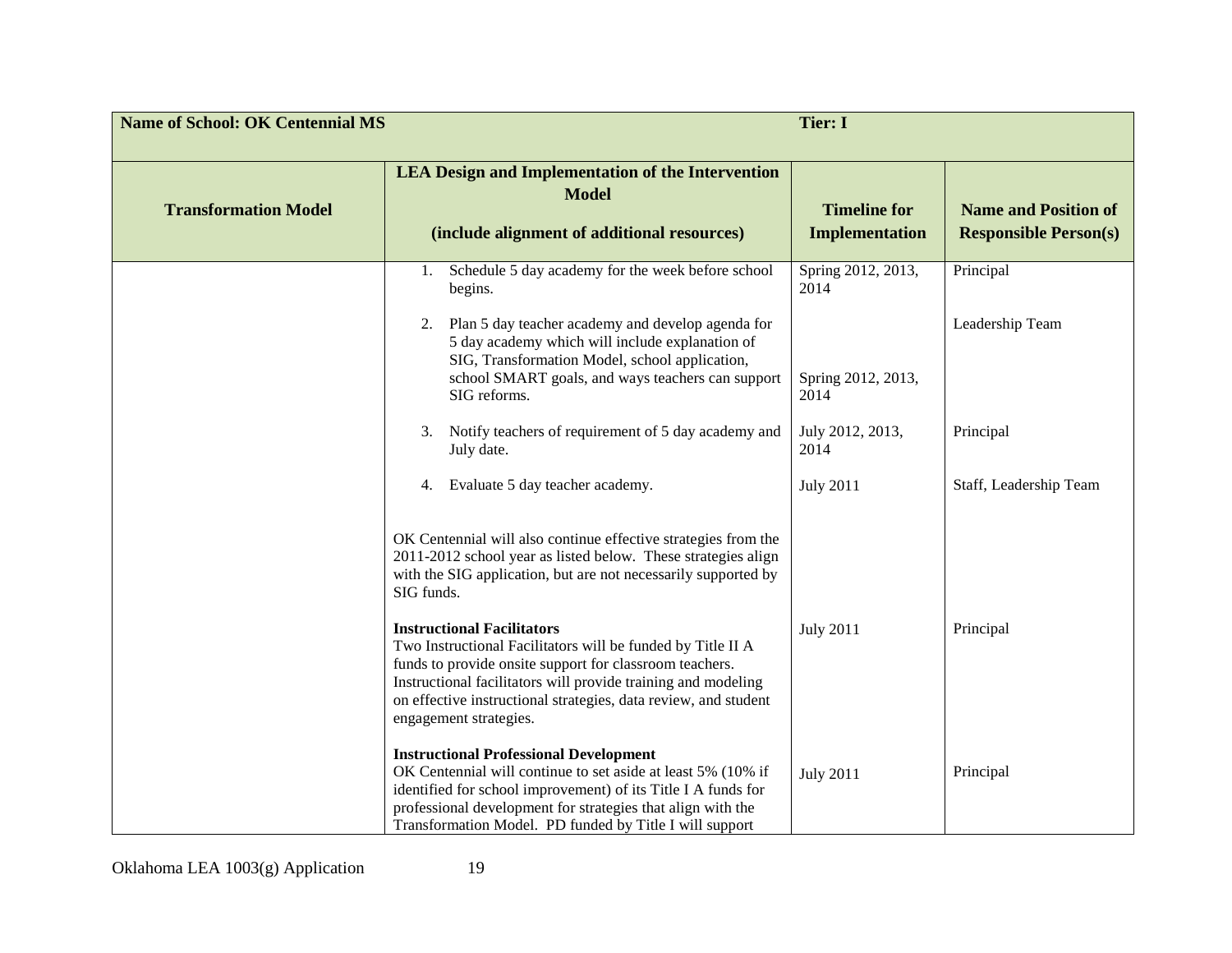| Name of School: OK Centennial MS | | Tier: I | |
|---|---|---|---|
| **Transformation Model** | **LEA Design and Implementation of the Intervention Model**<br><br>**(include alignment of additional resources)** | **Timeline for Implementation** | **Name and Position of Responsible Person(s)** |
| | 1. Schedule 5 day academy for the week before school begins. | Spring 2012, 2013, 2014 | Principal |
| | 2. Plan 5 day teacher academy and develop agenda for 5 day academy which will include explanation of SIG, Transformation Model, school application, school SMART goals, and ways teachers can support SIG reforms. | Spring 2012, 2013, 2014 | Leadership Team |
| | 3. Notify teachers of requirement of 5 day academy and July date. | July 2012, 2013, 2014 | Principal |
| | 4. Evaluate 5 day teacher academy. | July 2011 | Staff, Leadership Team |
| | OK Centennial will also continue effective strategies from the 2011-2012 school year as listed below. These strategies align with the SIG application, but are not necessarily supported by SIG funds. | | |
| | **Instructional Facilitators**<br>Two Instructional Facilitators will be funded by Title II A funds to provide onsite support for classroom teachers. Instructional facilitators will provide training and modeling on effective instructional strategies, data review, and student engagement strategies. | July 2011 | Principal |
| | **Instructional Professional Development**<br>OK Centennial will continue to set aside at least 5% (10% if identified for school improvement) of its Title I A funds for professional development for strategies that align with the Transformation Model. PD funded by Title I will support | July 2011 | Principal |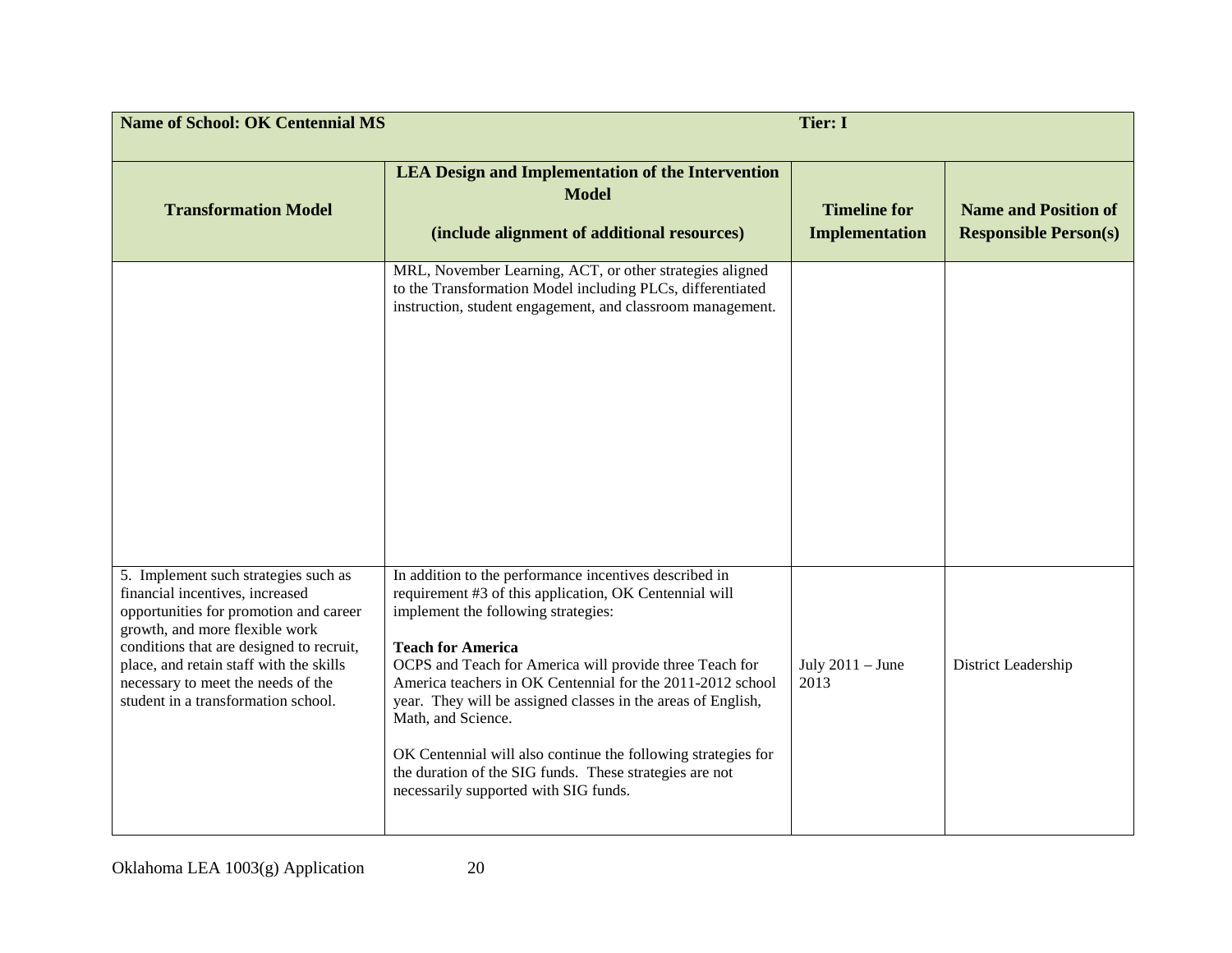| Name of School: OK Centennial MS | | Tier: I | |
|---|---|---|---|
| **Transformation Model** | **LEA Design and Implementation of the Intervention Model**<br><br>**(include alignment of additional resources)** | **Timeline for Implementation** | **Name and Position of Responsible Person(s)** |
| | MRL, November Learning, ACT, or other strategies aligned to the Transformation Model including PLCs, differentiated instruction, student engagement, and classroom management. | | |
| 5. Implement such strategies such as financial incentives, increased opportunities for promotion and career growth, and more flexible work conditions that are designed to recruit, place, and retain staff with the skills necessary to meet the needs of the student in a transformation school. | In addition to the performance incentives described in requirement #3 of this application, OK Centennial will implement the following strategies:<br><br>**Teach for America**<br>OCPS and Teach for America will provide three Teach for America teachers in OK Centennial for the 2011-2012 school year. They will be assigned classes in the areas of English, Math, and Science.<br><br>OK Centennial will also continue the following strategies for the duration of the SIG funds. These strategies are not necessarily supported with SIG funds. | July 2011 – June 2013 | District Leadership |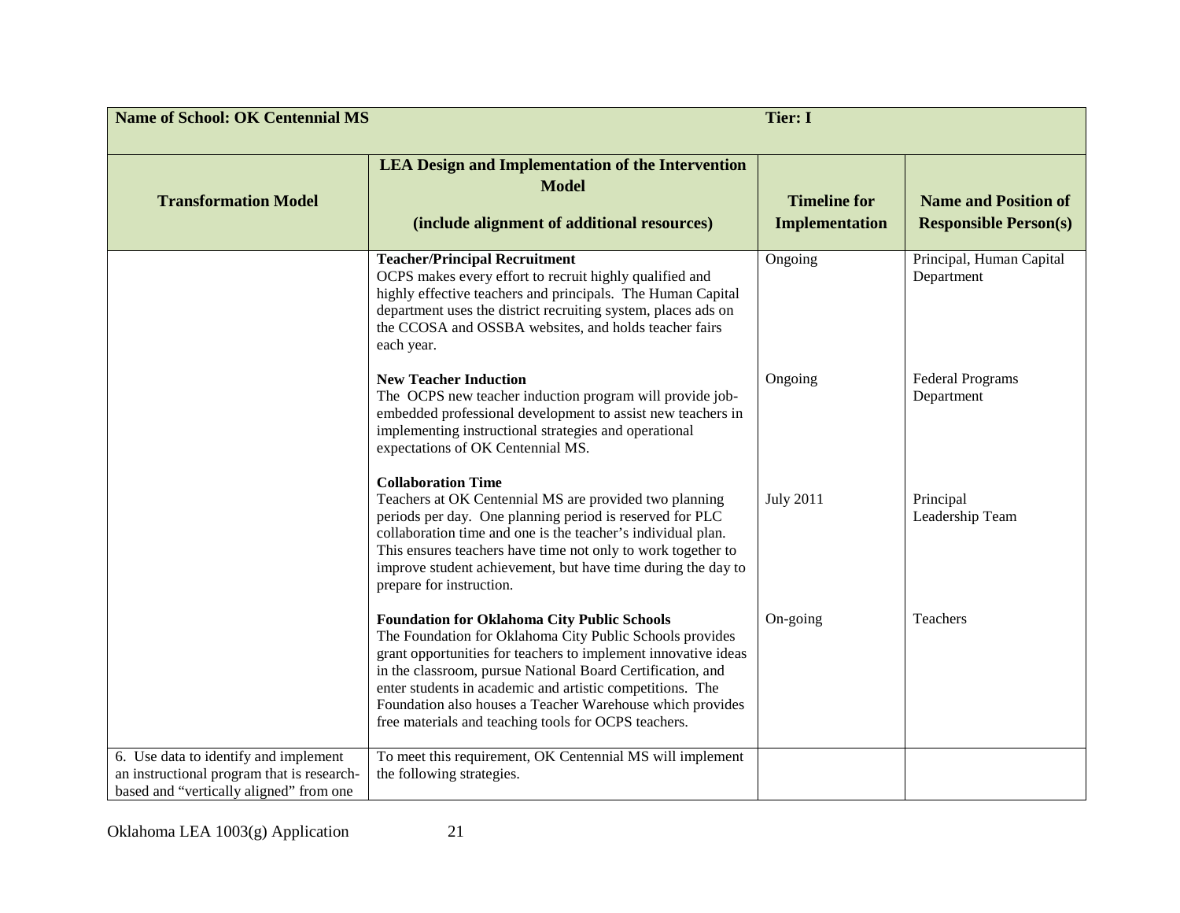| Name of School: OK Centennial MS | | Tier: I | |
|---|---|---|---|
| **Transformation Model** | **LEA Design and Implementation of the Intervention Model**<br><br>**(include alignment of additional resources)** | **Timeline for Implementation** | **Name and Position of Responsible Person(s)** |
| | **Teacher/Principal Recruitment**<br>OCPS makes every effort to recruit highly qualified and highly effective teachers and principals. The Human Capital department uses the district recruiting system, places ads on the CCOSA and OSSBA websites, and holds teacher fairs each year. | Ongoing | Principal, Human Capital Department |
| | **New Teacher Induction**<br>The OCPS new teacher induction program will provide job-embedded professional development to assist new teachers in implementing instructional strategies and operational expectations of OK Centennial MS. | Ongoing | Federal Programs Department |
| | **Collaboration Time**<br>Teachers at OK Centennial MS are provided two planning periods per day. One planning period is reserved for PLC collaboration time and one is the teacher's individual plan. This ensures teachers have time not only to work together to improve student achievement, but have time during the day to prepare for instruction. | July 2011 | Principal<br>Leadership Team |
| | **Foundation for Oklahoma City Public Schools**<br>The Foundation for Oklahoma City Public Schools provides grant opportunities for teachers to implement innovative ideas in the classroom, pursue National Board Certification, and enter students in academic and artistic competitions. The Foundation also houses a Teacher Warehouse which provides free materials and teaching tools for OCPS teachers. | On-going | Teachers |
| 6. Use data to identify and implement an instructional program that is research-based and "vertically aligned" from one | To meet this requirement, OK Centennial MS will implement the following strategies. | | |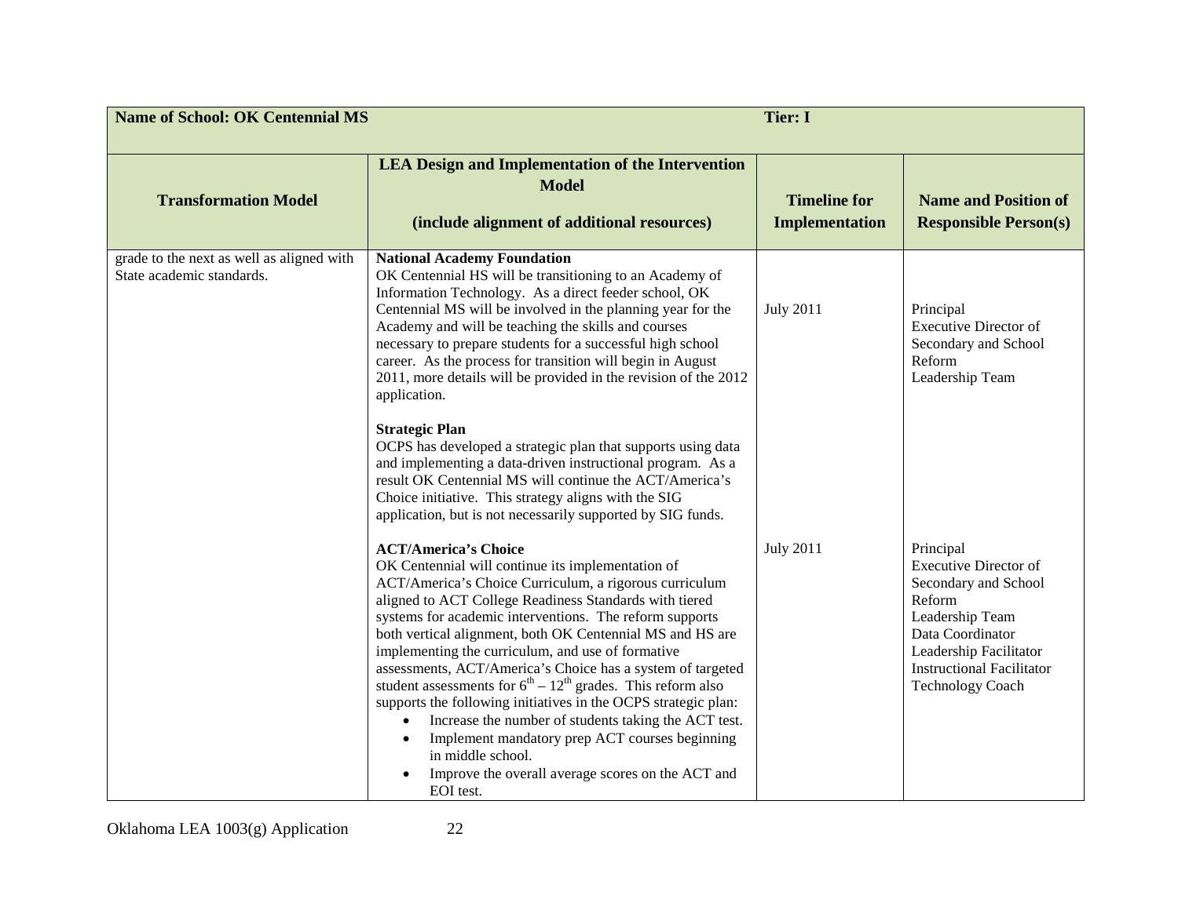| Name of School: OK Centennial MS | | Tier: I | |
|---|---|---|---|
| **Transformation Model** | **LEA Design and Implementation of the Intervention Model**<br><br>**(include alignment of additional resources)** | **Timeline for Implementation** | **Name and Position of Responsible Person(s)** |
| grade to the next as well as aligned with State academic standards. | **National Academy Foundation**<br>OK Centennial HS will be transitioning to an Academy of Information Technology. As a direct feeder school, OK Centennial MS will be involved in the planning year for the Academy and will be teaching the skills and courses necessary to prepare students for a successful high school career. As the process for transition will begin in August 2011, more details will be provided in the revision of the 2012 application.<br><br>**Strategic Plan**<br>OCPS has developed a strategic plan that supports using data and implementing a data-driven instructional program. As a result OK Centennial MS will continue the ACT/America's Choice initiative. This strategy aligns with the SIG application, but is not necessarily supported by SIG funds. | July 2011 | Principal<br>Executive Director of Secondary and School Reform<br>Leadership Team |
| | **ACT/America's Choice**<br>OK Centennial will continue its implementation of ACT/America's Choice Curriculum, a rigorous curriculum aligned to ACT College Readiness Standards with tiered systems for academic interventions. The reform supports both vertical alignment, both OK Centennial MS and HS are implementing the curriculum, and use of formative assessments, ACT/America's Choice has a system of targeted student assessments for $6^{th} – 12^{th}$ grades. This reform also supports the following initiatives in the OCPS strategic plan:<br>• Increase the number of students taking the ACT test.<br>• Implement mandatory prep ACT courses beginning in middle school.<br>• Improve the overall average scores on the ACT and EOI test. | July 2011 | Principal<br>Executive Director of Secondary and School Reform<br>Leadership Team<br>Data Coordinator<br>Leadership Facilitator<br>Instructional Facilitator<br>Technology Coach |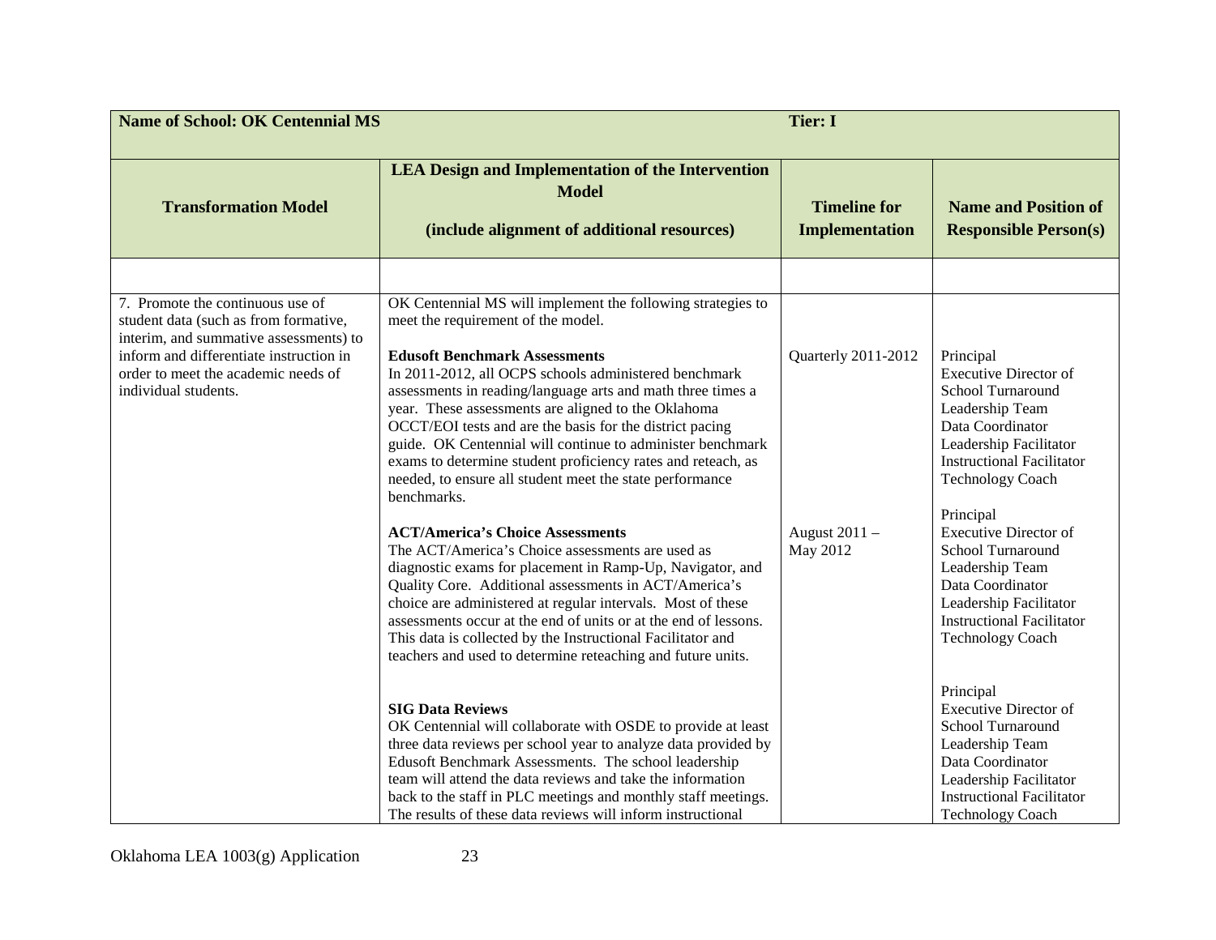| Name of School: OK Centennial MS | | Tier: I | |
|---|---|---|---|
| **Transformation Model** | **LEA Design and Implementation of the Intervention Model**<br><br>**(include alignment of additional resources)** | **Timeline for Implementation** | **Name and Position of Responsible Person(s)** |
| | | | |
| 7. Promote the continuous use of student data (such as from formative, interim, and summative assessments) to inform and differentiate instruction in order to meet the academic needs of individual students. | OK Centennial MS will implement the following strategies to meet the requirement of the model.<br><br>**Edusoft Benchmark Assessments**<br>In 2011-2012, all OCPS schools administered benchmark assessments in reading/language arts and math three times a year. These assessments are aligned to the Oklahoma OCCT/EOI tests and are the basis for the district pacing guide. OK Centennial will continue to administer benchmark exams to determine student proficiency rates and reteach, as needed, to ensure all student meet the state performance benchmarks.<br><br>**ACT/America's Choice Assessments**<br>The ACT/America's Choice assessments are used as diagnostic exams for placement in Ramp-Up, Navigator, and Quality Core. Additional assessments in ACT/America's choice are administered at regular intervals. Most of these assessments occur at the end of units or at the end of lessons. This data is collected by the Instructional Facilitator and teachers and used to determine reteaching and future units.<br><br>**SIG Data Reviews**<br>OK Centennial will collaborate with OSDE to provide at least three data reviews per school year to analyze data provided by Edusoft Benchmark Assessments. The school leadership team will attend the data reviews and take the information back to the staff in PLC meetings and monthly staff meetings. The results of these data reviews will inform instructional | Quarterly 2011-2012<br><br>August 2011 – May 2012 | Principal<br>Executive Director of School Turnaround<br>Leadership Team<br>Data Coordinator<br>Leadership Facilitator<br>Instructional Facilitator<br>Technology Coach<br><br>Principal<br>Executive Director of School Turnaround<br>Leadership Team<br>Data Coordinator<br>Leadership Facilitator<br>Instructional Facilitator<br>Technology Coach<br><br>Principal<br>Executive Director of School Turnaround<br>Leadership Team<br>Data Coordinator<br>Leadership Facilitator<br>Instructional Facilitator<br>Technology Coach |

Oklahoma LEA 1003(g) Application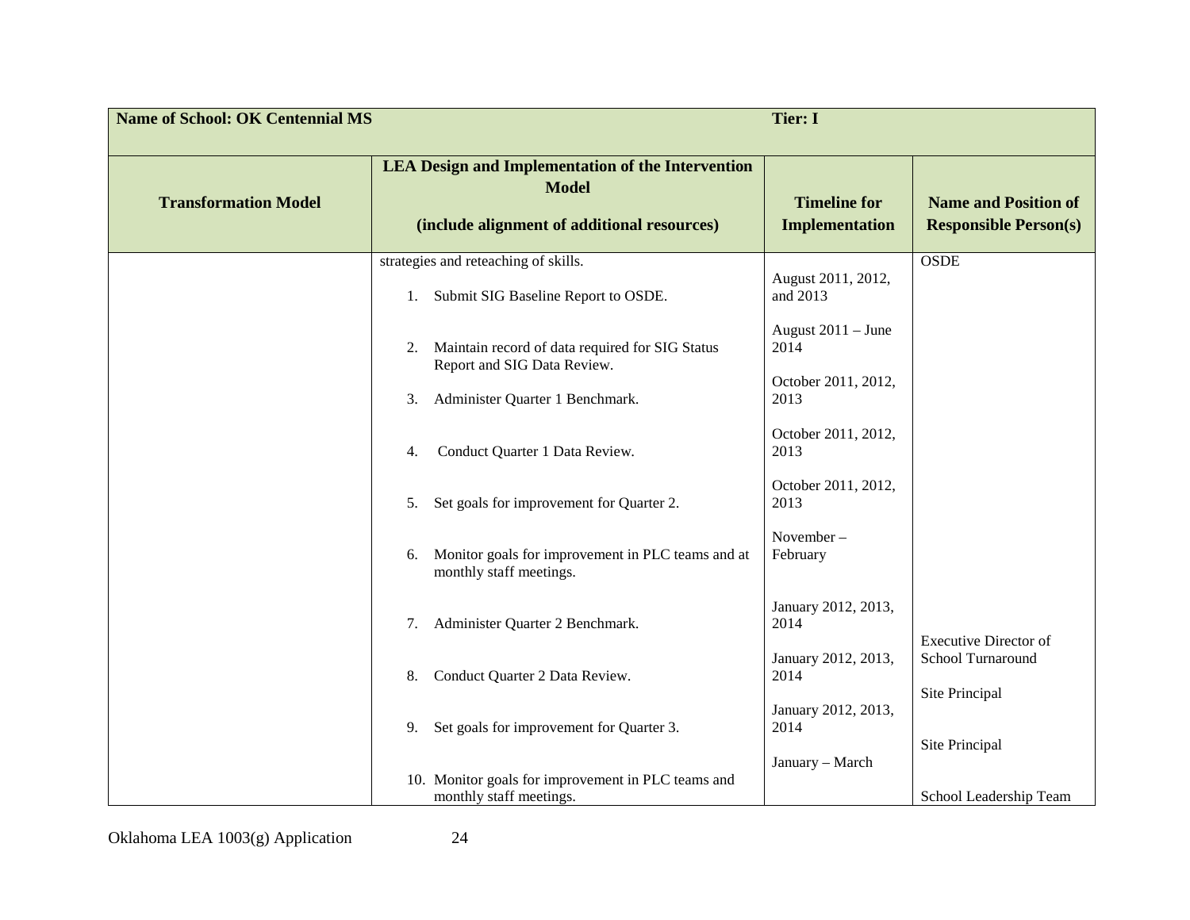| Name of School: OK Centennial MS | | Tier: I | |
|---|---|---|---|
| **Transformation Model** | **LEA Design and Implementation of the Intervention Model**<br><br>**(include alignment of additional resources)** | **Timeline for Implementation** | **Name and Position of Responsible Person(s)** |
| | strategies and reteaching of skills.<br><br>1. Submit SIG Baseline Report to OSDE.<br><br>2. Maintain record of data required for SIG Status Report and SIG Data Review.<br><br>3. Administer Quarter 1 Benchmark.<br><br>4. Conduct Quarter 1 Data Review.<br><br>5. Set goals for improvement for Quarter 2.<br><br>6. Monitor goals for improvement in PLC teams and at monthly staff meetings.<br><br>7. Administer Quarter 2 Benchmark.<br><br>8. Conduct Quarter 2 Data Review.<br><br>9. Set goals for improvement for Quarter 3.<br><br>10. Monitor goals for improvement in PLC teams and monthly staff meetings. | August 2011, 2012, and 2013<br><br>August 2011 – June 2014<br><br>October 2011, 2012, 2013<br><br>October 2011, 2012, 2013<br><br>October 2011, 2012, 2013<br><br>November – February<br><br>January 2012, 2013, 2014<br><br>January 2012, 2013, 2014<br><br>January 2012, 2013, 2014<br><br>January – March | OSDE<br><br>Executive Director of School Turnaround<br><br>Site Principal<br><br>Site Principal<br><br>School Leadership Team |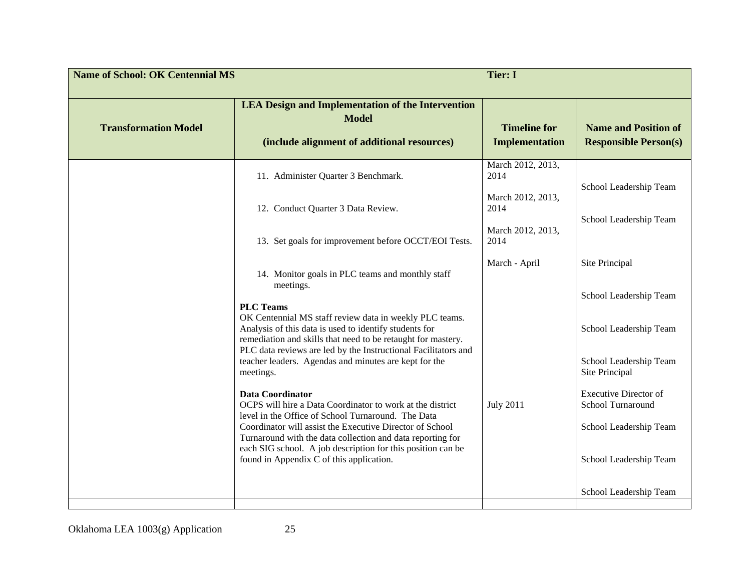| Name of School: OK Centennial MS | | Tier: I | |
|---|---|---|---|
| **Transformation Model** | **LEA Design and Implementation of the Intervention Model**<br><br>**(include alignment of additional resources)** | **Timeline for Implementation** | **Name and Position of Responsible Person(s)** |
| | 11. Administer Quarter 3 Benchmark. | March 2012, 2013, 2014 | School Leadership Team |
| | 12. Conduct Quarter 3 Data Review. | March 2012, 2013, 2014 | School Leadership Team |
| | 13. Set goals for improvement before OCCT/EOI Tests. | March 2012, 2013, 2014 | Site Principal |
| | 14. Monitor goals in PLC teams and monthly staff meetings. | March - April | School Leadership Team |
| | **PLC Teams**<br>OK Centennial MS staff review data in weekly PLC teams. Analysis of this data is used to identify students for remediation and skills that need to be retaught for mastery. PLC data reviews are led by the Instructional Facilitators and teacher leaders. Agendas and minutes are kept for the meetings. | | School Leadership Team<br><br>School Leadership Team<br>Site Principal |
| | **Data Coordinator**<br>OCPS will hire a Data Coordinator to work at the district level in the Office of School Turnaround. The Data Coordinator will assist the Executive Director of School Turnaround with the data collection and data reporting for each SIG school. A job description for this position can be found in Appendix C of this application. | July 2011 | Executive Director of School Turnaround<br><br>School Leadership Team<br><br>School Leadership Team<br><br>School Leadership Team |
| | | | |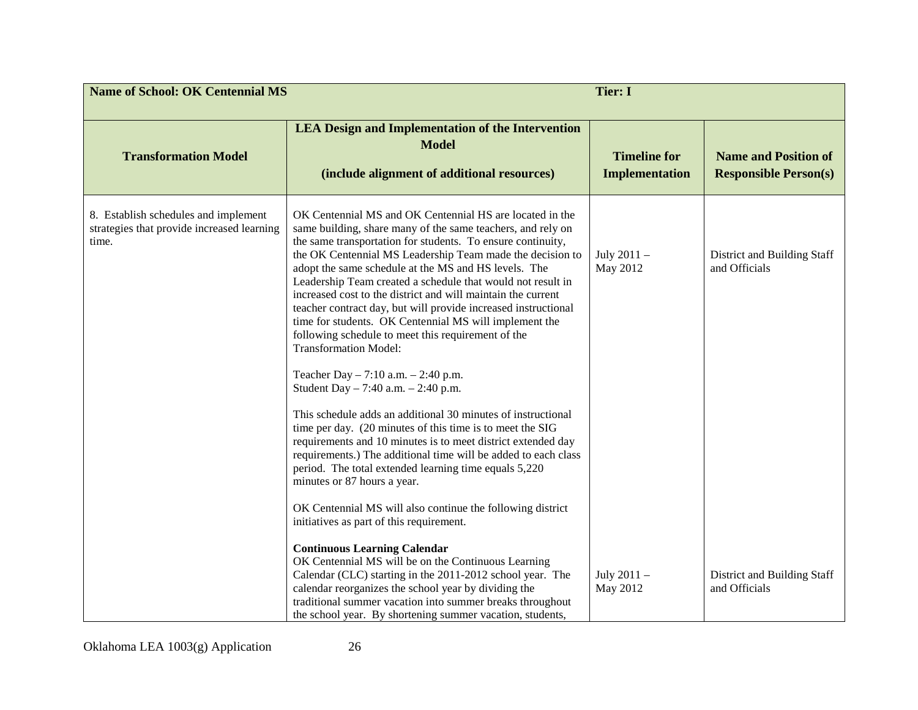| **Name of School: OK Centennial MS** | | **Tier: I** | |
|---|---|---|---|
| **Transformation Model** | **LEA Design and Implementation of the Intervention Model**<br><br>**(include alignment of additional resources)** | **Timeline for Implementation** | **Name and Position of Responsible Person(s)** |
| 8. Establish schedules and implement strategies that provide increased learning time. | OK Centennial MS and OK Centennial HS are located in the same building, share many of the same teachers, and rely on the same transportation for students. To ensure continuity, the OK Centennial MS Leadership Team made the decision to adopt the same schedule at the MS and HS levels. The Leadership Team created a schedule that would not result in increased cost to the district and will maintain the current teacher contract day, but will provide increased instructional time for students. OK Centennial MS will implement the following schedule to meet this requirement of the Transformation Model:<br><br>Teacher Day – 7:10 a.m. – 2:40 p.m.<br>Student Day – 7:40 a.m. – 2:40 p.m.<br><br>This schedule adds an additional 30 minutes of instructional time per day. (20 minutes of this time is to meet the SIG requirements and 10 minutes is to meet district extended day requirements.) The additional time will be added to each class period. The total extended learning time equals 5,220 minutes or 87 hours a year.<br><br>OK Centennial MS will also continue the following district initiatives as part of this requirement. | July 2011 – May 2012 | District and Building Staff and Officials |
| | **Continuous Learning Calendar**<br>OK Centennial MS will be on the Continuous Learning Calendar (CLC) starting in the 2011-2012 school year. The calendar reorganizes the school year by dividing the traditional summer vacation into summer breaks throughout the school year. By shortening summer vacation, students, | July 2011 – May 2012 | District and Building Staff and Officials |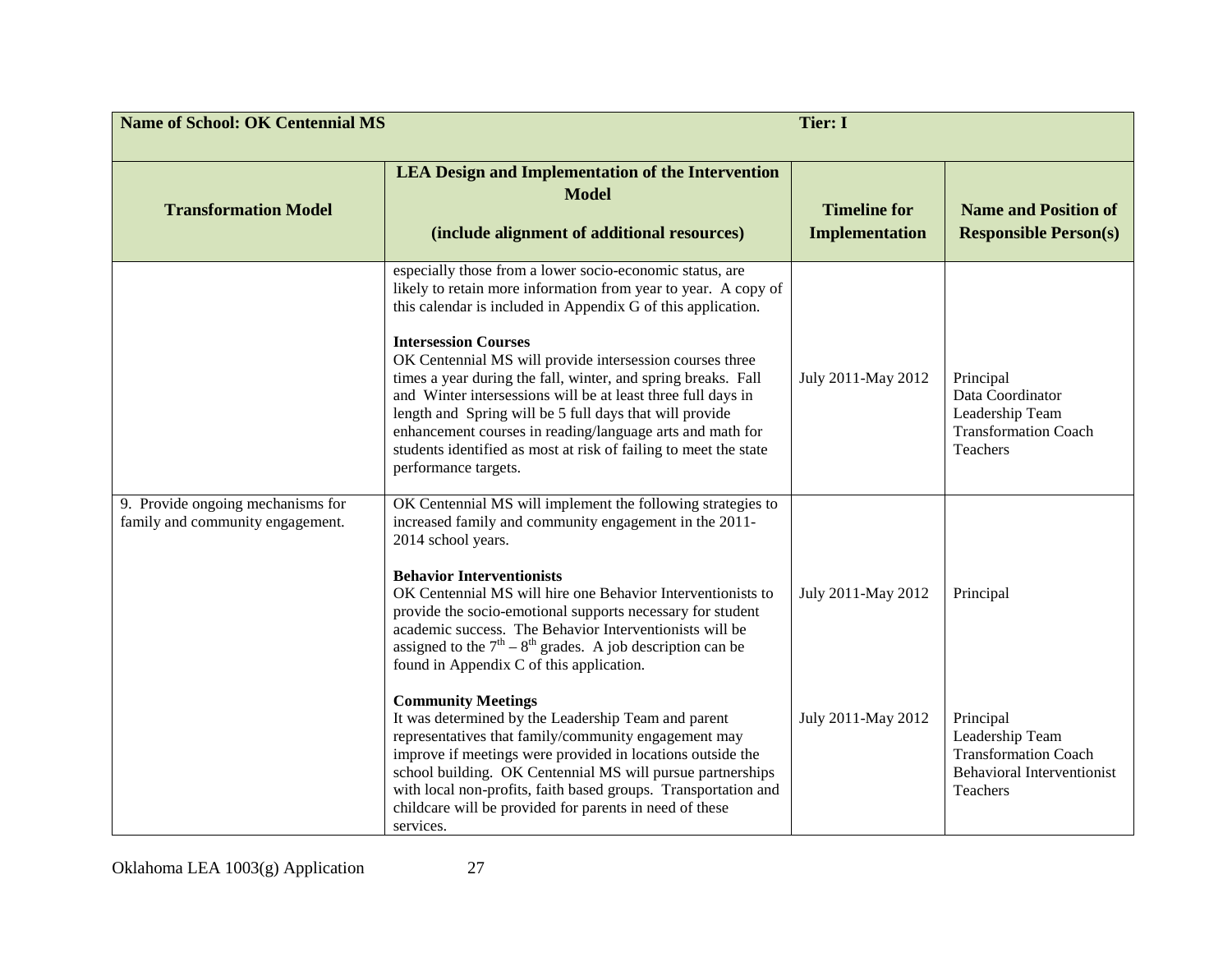| Name of School: OK Centennial MS | | Tier: I | |
|---|---|---|---|
| **Transformation Model** | **LEA Design and Implementation of the Intervention Model**<br><br>**(include alignment of additional resources)** | **Timeline for Implementation** | **Name and Position of Responsible Person(s)** |
| | especially those from a lower socio-economic status, are likely to retain more information from year to year. A copy of this calendar is included in Appendix G of this application.<br><br>**Intersession Courses**<br>OK Centennial MS will provide intersession courses three times a year during the fall, winter, and spring breaks. Fall and Winter intersessions will be at least three full days in length and Spring will be 5 full days that will provide enhancement courses in reading/language arts and math for students identified as most at risk of failing to meet the state performance targets. | July 2011-May 2012 | Principal<br>Data Coordinator<br>Leadership Team<br>Transformation Coach<br>Teachers |
| 9. Provide ongoing mechanisms for family and community engagement. | OK Centennial MS will implement the following strategies to increased family and community engagement in the 2011-2014 school years.<br><br>**Behavior Interventionists**<br>OK Centennial MS will hire one Behavior Interventionists to provide the socio-emotional supports necessary for student academic success. The Behavior Interventionists will be assigned to the $7^{th} - 8^{th}$ grades. A job description can be found in Appendix C of this application. | July 2011-May 2012 | Principal |
| | **Community Meetings**<br>It was determined by the Leadership Team and parent representatives that family/community engagement may improve if meetings were provided in locations outside the school building. OK Centennial MS will pursue partnerships with local non-profits, faith based groups. Transportation and childcare will be provided for parents in need of these services. | July 2011-May 2012 | Principal<br>Leadership Team<br>Transformation Coach<br>Behavioral Interventionist<br>Teachers |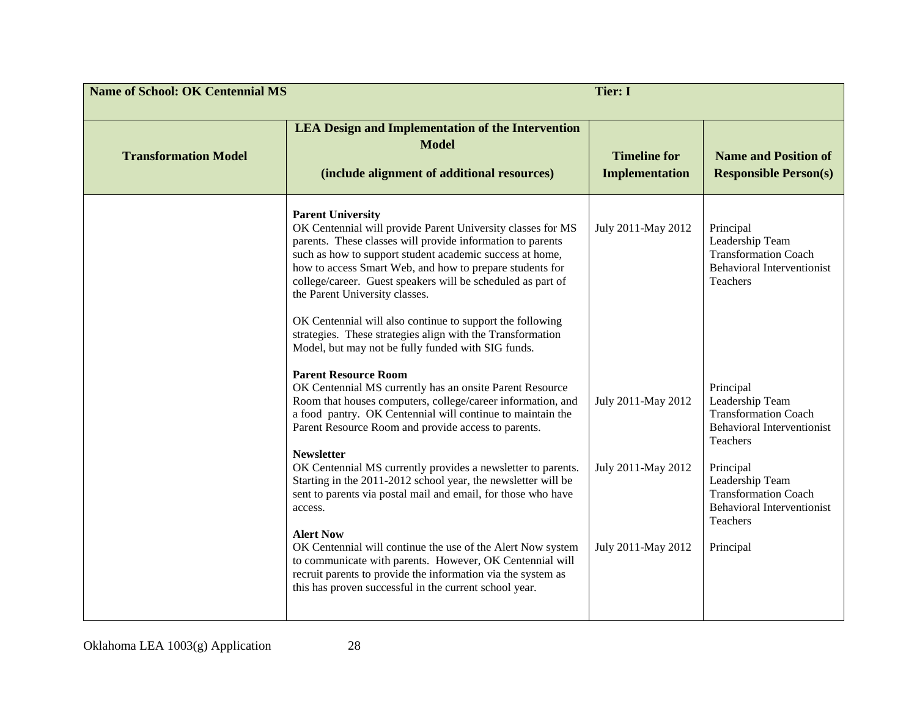| Name of School: OK Centennial MS | | Tier: I | |
|---|---|---|---|
| **Transformation Model** | **LEA Design and Implementation of the Intervention Model**<br><br>**(include alignment of additional resources)** | **Timeline for Implementation** | **Name and Position of Responsible Person(s)** |
| | **Parent University**<br>OK Centennial will provide Parent University classes for MS parents. These classes will provide information to parents such as how to support student academic success at home, how to access Smart Web, and how to prepare students for college/career. Guest speakers will be scheduled as part of the Parent University classes.<br><br>OK Centennial will also continue to support the following strategies. These strategies align with the Transformation Model, but may not be fully funded with SIG funds. | July 2011-May 2012 | Principal<br>Leadership Team<br>Transformation Coach<br>Behavioral Interventionist<br>Teachers |
| | **Parent Resource Room**<br>OK Centennial MS currently has an onsite Parent Resource Room that houses computers, college/career information, and a food pantry. OK Centennial will continue to maintain the Parent Resource Room and provide access to parents. | July 2011-May 2012 | Principal<br>Leadership Team<br>Transformation Coach<br>Behavioral Interventionist<br>Teachers |
| | **Newsletter**<br>OK Centennial MS currently provides a newsletter to parents. Starting in the 2011-2012 school year, the newsletter will be sent to parents via postal mail and email, for those who have access. | July 2011-May 2012 | Principal<br>Leadership Team<br>Transformation Coach<br>Behavioral Interventionist<br>Teachers |
| | **Alert Now**<br>OK Centennial will continue the use of the Alert Now system to communicate with parents. However, OK Centennial will recruit parents to provide the information via the system as this has proven successful in the current school year. | July 2011-May 2012 | Principal |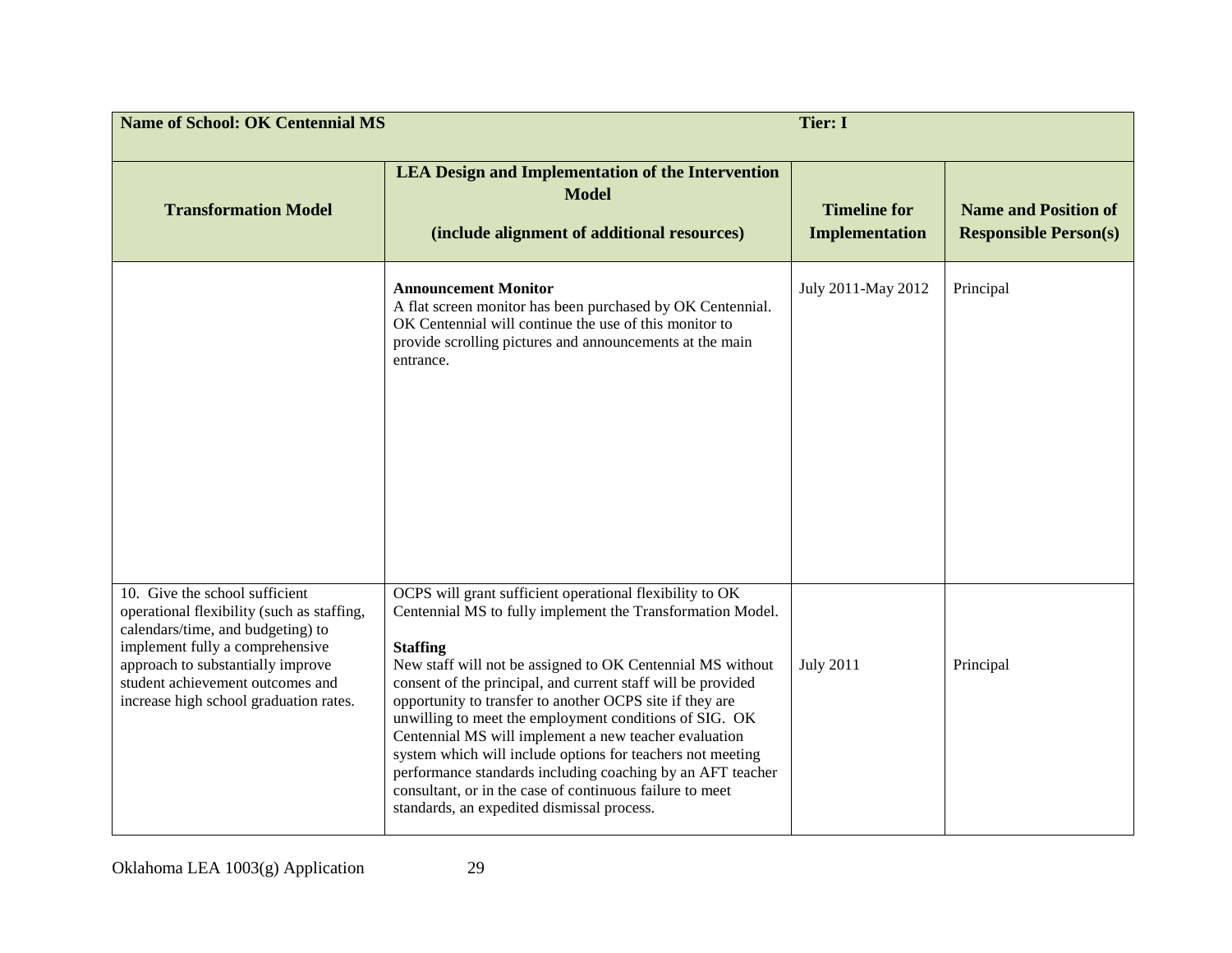| Name of School: OK Centennial MS | | Tier: I | |
|---|---|---|---|
| **Transformation Model** | **LEA Design and Implementation of the Intervention Model**<br><br>**(include alignment of additional resources)** | **Timeline for Implementation** | **Name and Position of Responsible Person(s)** |
| | **Announcement Monitor**<br>A flat screen monitor has been purchased by OK Centennial. OK Centennial will continue the use of this monitor to provide scrolling pictures and announcements at the main entrance. | July 2011-May 2012 | Principal |
| 10. Give the school sufficient operational flexibility (such as staffing, calendars/time, and budgeting) to implement fully a comprehensive approach to substantially improve student achievement outcomes and increase high school graduation rates. | OCPS will grant sufficient operational flexibility to OK Centennial MS to fully implement the Transformation Model.<br><br>**Staffing**<br>New staff will not be assigned to OK Centennial MS without consent of the principal, and current staff will be provided opportunity to transfer to another OCPS site if they are unwilling to meet the employment conditions of SIG. OK Centennial MS will implement a new teacher evaluation system which will include options for teachers not meeting performance standards including coaching by an AFT teacher consultant, or in the case of continuous failure to meet standards, an expedited dismissal process. | July 2011 | Principal |

Oklahoma LEA 1003(g) Application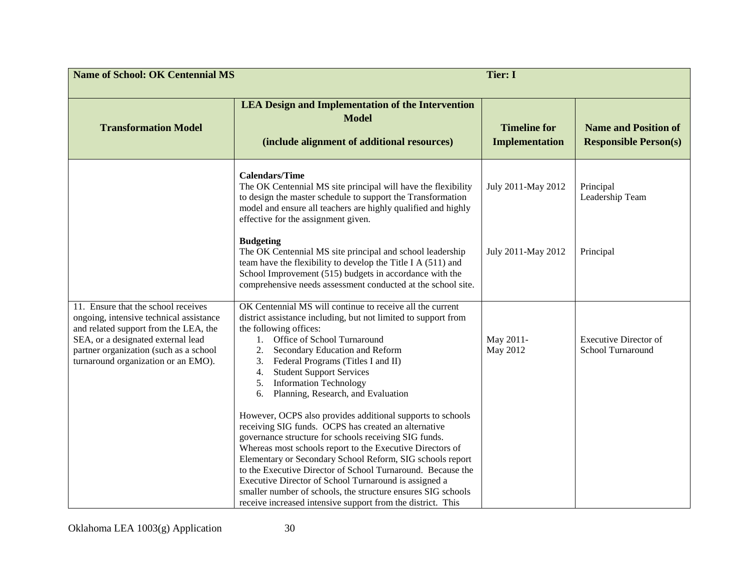| **Name of School: OK Centennial MS** | | **Tier: I** | |
|---|---|---|---|
| **Transformation Model** | **LEA Design and Implementation of the Intervention Model**<br><br>**(include alignment of additional resources)** | **Timeline for Implementation** | **Name and Position of Responsible Person(s)** |
| | **Calendars/Time**<br>The OK Centennial MS site principal will have the flexibility to design the master schedule to support the Transformation model and ensure all teachers are highly qualified and highly effective for the assignment given.<br><br>**Budgeting**<br>The OK Centennial MS site principal and school leadership team have the flexibility to develop the Title I A (511) and School Improvement (515) budgets in accordance with the comprehensive needs assessment conducted at the school site. | July 2011-May 2012<br><br><br><br><br>July 2011-May 2012 | Principal<br>Leadership Team<br><br><br><br>Principal |
| 11. Ensure that the school receives ongoing, intensive technical assistance and related support from the LEA, the SEA, or a designated external lead partner organization (such as a school turnaround organization or an EMO). | OK Centennial MS will continue to receive all the current district assistance including, but not limited to support from the following offices:<br>1. Office of School Turnaround<br>2. Secondary Education and Reform<br>3. Federal Programs (Titles I and II)<br>4. Student Support Services<br>5. Information Technology<br>6. Planning, Research, and Evaluation<br><br>However, OCPS also provides additional supports to schools receiving SIG funds. OCPS has created an alternative governance structure for schools receiving SIG funds. Whereas most schools report to the Executive Directors of Elementary or Secondary School Reform, SIG schools report to the Executive Director of School Turnaround. Because the Executive Director of School Turnaround is assigned a smaller number of schools, the structure ensures SIG schools receive increased intensive support from the district. This | May 2011-<br>May 2012 | Executive Director of School Turnaround |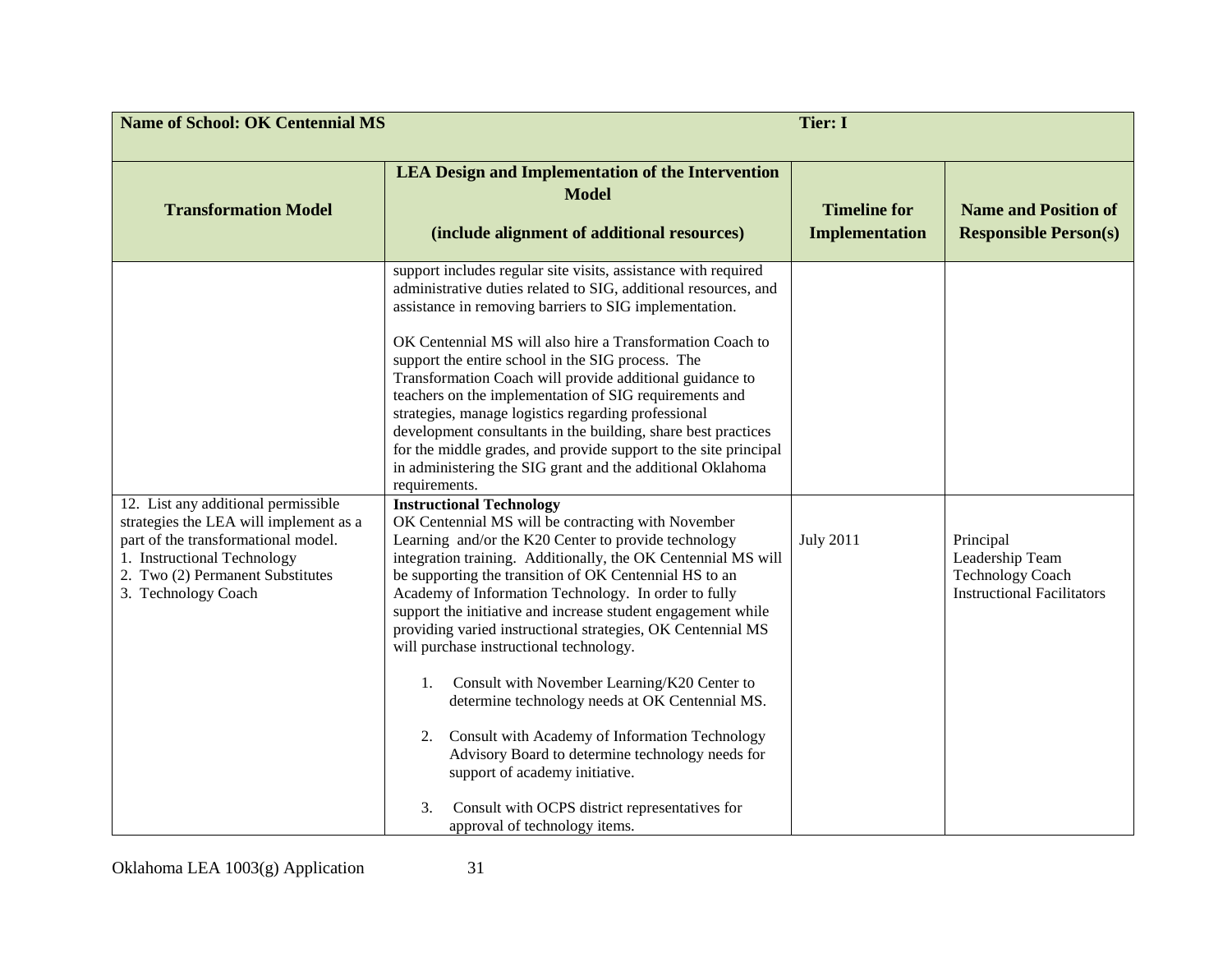| Name of School: OK Centennial MS | | Tier: I | |
|---|---|---|---|
| **Transformation Model** | **LEA Design and Implementation of the Intervention Model** **(include alignment of additional resources)** | **Timeline for Implementation** | **Name and Position of Responsible Person(s)** |
| | support includes regular site visits, assistance with required administrative duties related to SIG, additional resources, and assistance in removing barriers to SIG implementation.<br><br>OK Centennial MS will also hire a Transformation Coach to support the entire school in the SIG process. The Transformation Coach will provide additional guidance to teachers on the implementation of SIG requirements and strategies, manage logistics regarding professional development consultants in the building, share best practices for the middle grades, and provide support to the site principal in administering the SIG grant and the additional Oklahoma requirements. | | |
| 12. List any additional permissible strategies the LEA will implement as a part of the transformational model.<br>1. Instructional Technology<br>2. Two (2) Permanent Substitutes<br>3. Technology Coach | **Instructional Technology**<br>OK Centennial MS will be contracting with November Learning and/or the K20 Center to provide technology integration training. Additionally, the OK Centennial MS will be supporting the transition of OK Centennial HS to an Academy of Information Technology. In order to fully support the initiative and increase student engagement while providing varied instructional strategies, OK Centennial MS will purchase instructional technology.<br><br>1. Consult with November Learning/K20 Center to determine technology needs at OK Centennial MS.<br><br>2. Consult with Academy of Information Technology Advisory Board to determine technology needs for support of academy initiative.<br><br>3. Consult with OCPS district representatives for approval of technology items. | July 2011 | Principal<br>Leadership Team<br>Technology Coach<br>Instructional Facilitators |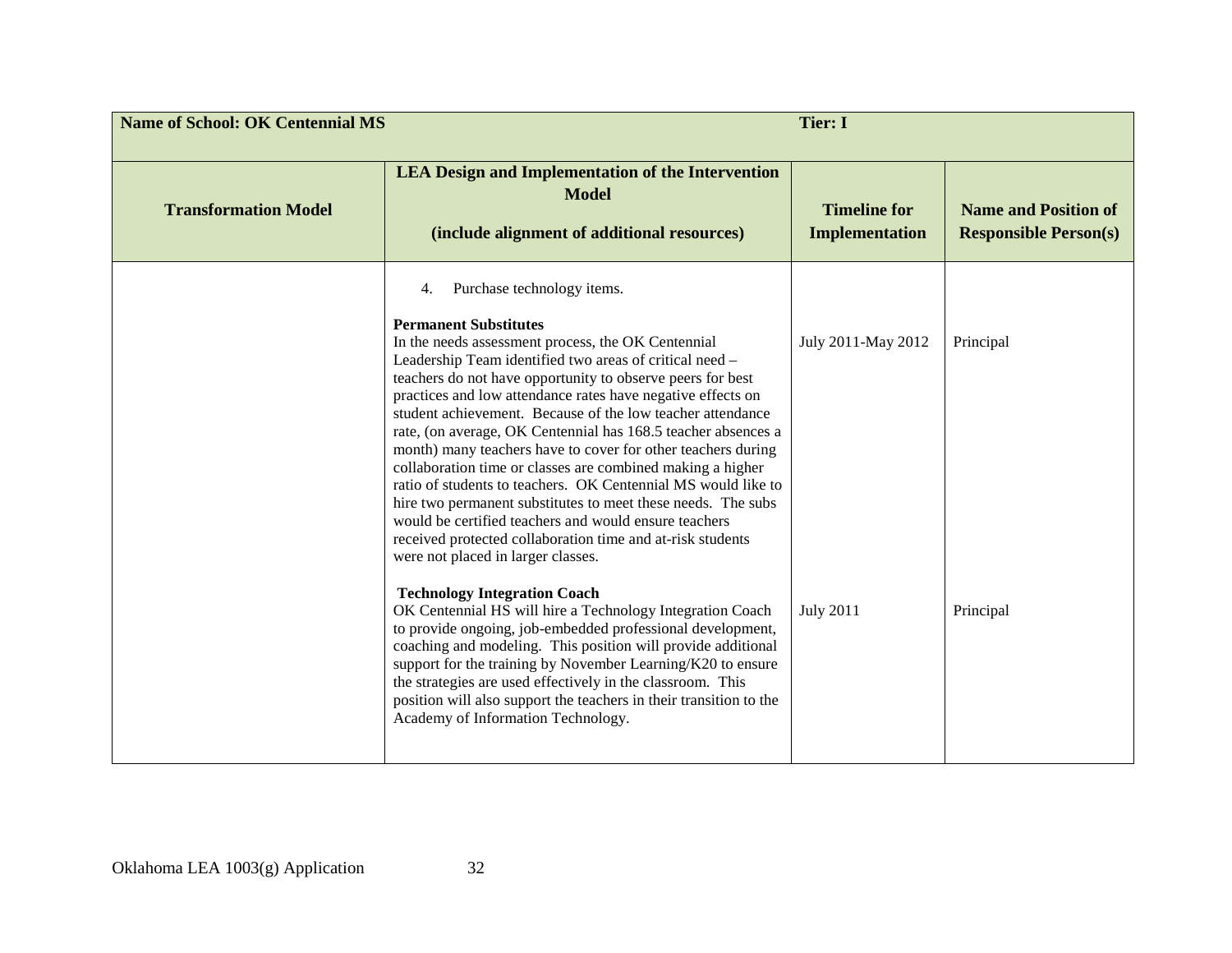| Name of School: OK Centennial MS | | Tier: I | |
|---|---|---|---|
| **Transformation Model** | **LEA Design and Implementation of the Intervention Model**<br><br>**(include alignment of additional resources)** | **Timeline for Implementation** | **Name and Position of Responsible Person(s)** |
| | 4. Purchase technology items.<br><br>**Permanent Substitutes**<br>In the needs assessment process, the OK Centennial Leadership Team identified two areas of critical need – teachers do not have opportunity to observe peers for best practices and low attendance rates have negative effects on student achievement. Because of the low teacher attendance rate, (on average, OK Centennial has 168.5 teacher absences a month) many teachers have to cover for other teachers during collaboration time or classes are combined making a higher ratio of students to teachers. OK Centennial MS would like to hire two permanent substitutes to meet these needs. The subs would be certified teachers and would ensure teachers received protected collaboration time and at-risk students were not placed in larger classes. | July 2011-May 2012 | Principal |
| | **Technology Integration Coach**<br>OK Centennial HS will hire a Technology Integration Coach to provide ongoing, job-embedded professional development, coaching and modeling. This position will provide additional support for the training by November Learning/K20 to ensure the strategies are used effectively in the classroom. This position will also support the teachers in their transition to the Academy of Information Technology. | July 2011 | Principal |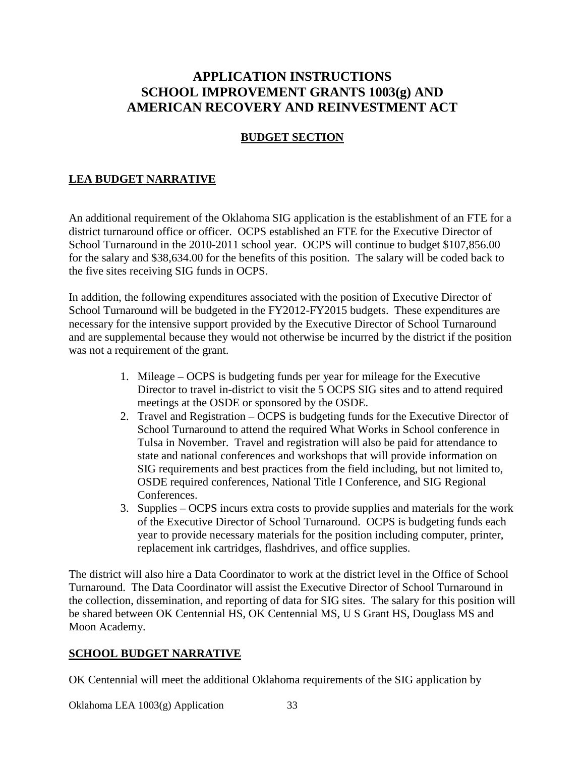# APPLICATION INSTRUCTIONS
# SCHOOL IMPROVEMENT GRANTS 1003(g) AND
# AMERICAN RECOVERY AND REINVESTMENT ACT

## BUDGET SECTION

## LEA BUDGET NARRATIVE

An additional requirement of the Oklahoma SIG application is the establishment of an FTE for a district turnaround office or officer. OCPS established an FTE for the Executive Director of School Turnaround in the 2010-2011 school year. OCPS will continue to budget $107,856.00 for the salary and $38,634.00 for the benefits of this position. The salary will be coded back to the five sites receiving SIG funds in OCPS.

In addition, the following expenditures associated with the position of Executive Director of School Turnaround will be budgeted in the FY2012-FY2015 budgets. These expenditures are necessary for the intensive support provided by the Executive Director of School Turnaround and are supplemental because they would not otherwise be incurred by the district if the position was not a requirement of the grant.

1. Mileage – OCPS is budgeting funds per year for mileage for the Executive Director to travel in-district to visit the 5 OCPS SIG sites and to attend required meetings at the OSDE or sponsored by the OSDE.
2. Travel and Registration – OCPS is budgeting funds for the Executive Director of School Turnaround to attend the required What Works in School conference in Tulsa in November. Travel and registration will also be paid for attendance to state and national conferences and workshops that will provide information on SIG requirements and best practices from the field including, but not limited to, OSDE required conferences, National Title I Conference, and SIG Regional Conferences.
3. Supplies – OCPS incurs extra costs to provide supplies and materials for the work of the Executive Director of School Turnaround. OCPS is budgeting funds each year to provide necessary materials for the position including computer, printer, replacement ink cartridges, flashdrives, and office supplies.

The district will also hire a Data Coordinator to work at the district level in the Office of School Turnaround. The Data Coordinator will assist the Executive Director of School Turnaround in the collection, dissemination, and reporting of data for SIG sites. The salary for this position will be shared between OK Centennial HS, OK Centennial MS, U S Grant HS, Douglass MS and Moon Academy.

## SCHOOL BUDGET NARRATIVE

OK Centennial will meet the additional Oklahoma requirements of the SIG application by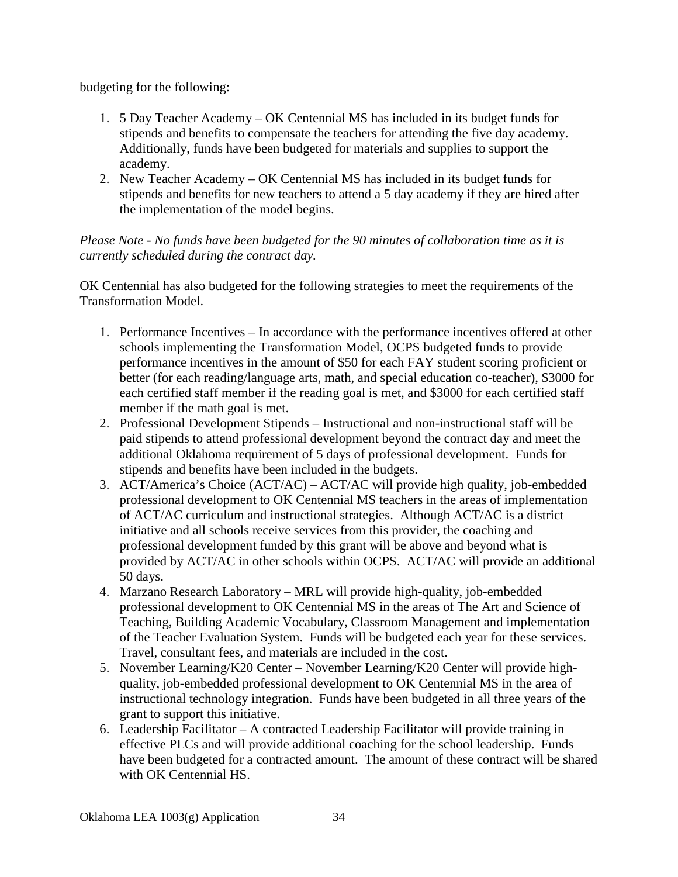budgeting for the following:

1. 5 Day Teacher Academy – OK Centennial MS has included in its budget funds for stipends and benefits to compensate the teachers for attending the five day academy. Additionally, funds have been budgeted for materials and supplies to support the academy.
2. New Teacher Academy – OK Centennial MS has included in its budget funds for stipends and benefits for new teachers to attend a 5 day academy if they are hired after the implementation of the model begins.

*Please Note - No funds have been budgeted for the 90 minutes of collaboration time as it is currently scheduled during the contract day.*

OK Centennial has also budgeted for the following strategies to meet the requirements of the Transformation Model.

1. Performance Incentives – In accordance with the performance incentives offered at other schools implementing the Transformation Model, OCPS budgeted funds to provide performance incentives in the amount of $50 for each FAY student scoring proficient or better (for each reading/language arts, math, and special education co-teacher), $3000 for each certified staff member if the reading goal is met, and $3000 for each certified staff member if the math goal is met.
2. Professional Development Stipends – Instructional and non-instructional staff will be paid stipends to attend professional development beyond the contract day and meet the additional Oklahoma requirement of 5 days of professional development. Funds for stipends and benefits have been included in the budgets.
3. ACT/America's Choice (ACT/AC) – ACT/AC will provide high quality, job-embedded professional development to OK Centennial MS teachers in the areas of implementation of ACT/AC curriculum and instructional strategies. Although ACT/AC is a district initiative and all schools receive services from this provider, the coaching and professional development funded by this grant will be above and beyond what is provided by ACT/AC in other schools within OCPS. ACT/AC will provide an additional 50 days.
4. Marzano Research Laboratory – MRL will provide high-quality, job-embedded professional development to OK Centennial MS in the areas of The Art and Science of Teaching, Building Academic Vocabulary, Classroom Management and implementation of the Teacher Evaluation System. Funds will be budgeted each year for these services. Travel, consultant fees, and materials are included in the cost.
5. November Learning/K20 Center – November Learning/K20 Center will provide high-quality, job-embedded professional development to OK Centennial MS in the area of instructional technology integration. Funds have been budgeted in all three years of the grant to support this initiative.
6. Leadership Facilitator – A contracted Leadership Facilitator will provide training in effective PLCs and will provide additional coaching for the school leadership. Funds have been budgeted for a contracted amount. The amount of these contract will be shared with OK Centennial HS.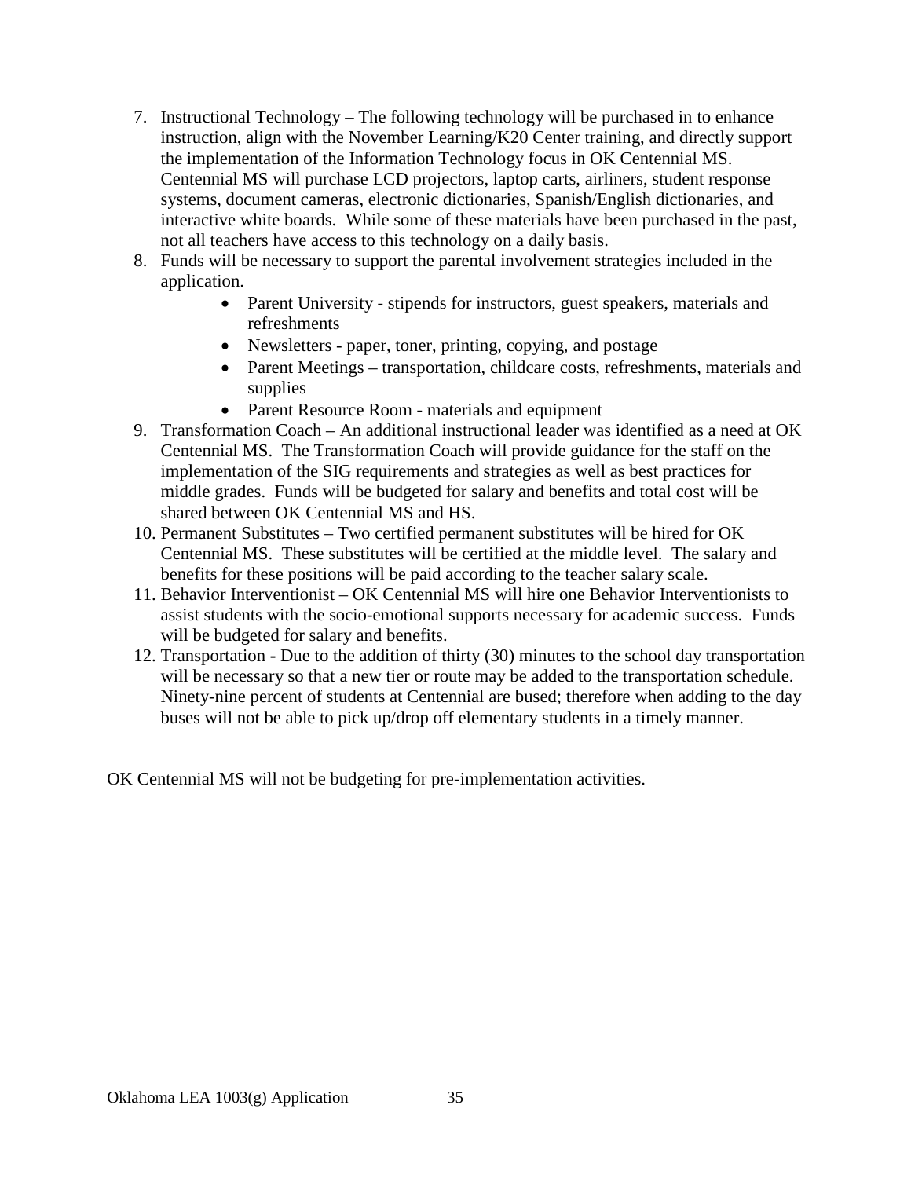7. Instructional Technology – The following technology will be purchased in to enhance instruction, align with the November Learning/K20 Center training, and directly support the implementation of the Information Technology focus in OK Centennial MS. Centennial MS will purchase LCD projectors, laptop carts, airliners, student response systems, document cameras, electronic dictionaries, Spanish/English dictionaries, and interactive white boards. While some of these materials have been purchased in the past, not all teachers have access to this technology on a daily basis.
8. Funds will be necessary to support the parental involvement strategies included in the application.
   - Parent University - stipends for instructors, guest speakers, materials and refreshments
   - Newsletters - paper, toner, printing, copying, and postage
   - Parent Meetings – transportation, childcare costs, refreshments, materials and supplies
   - Parent Resource Room - materials and equipment
9. Transformation Coach – An additional instructional leader was identified as a need at OK Centennial MS. The Transformation Coach will provide guidance for the staff on the implementation of the SIG requirements and strategies as well as best practices for middle grades. Funds will be budgeted for salary and benefits and total cost will be shared between OK Centennial MS and HS.
10. Permanent Substitutes – Two certified permanent substitutes will be hired for OK Centennial MS. These substitutes will be certified at the middle level. The salary and benefits for these positions will be paid according to the teacher salary scale.
11. Behavior Interventionist – OK Centennial MS will hire one Behavior Interventionists to assist students with the socio-emotional supports necessary for academic success. Funds will be budgeted for salary and benefits.
12. Transportation **-** Due to the addition of thirty (30) minutes to the school day transportation will be necessary so that a new tier or route may be added to the transportation schedule. Ninety-nine percent of students at Centennial are bused; therefore when adding to the day buses will not be able to pick up/drop off elementary students in a timely manner.

OK Centennial MS will not be budgeting for pre-implementation activities.